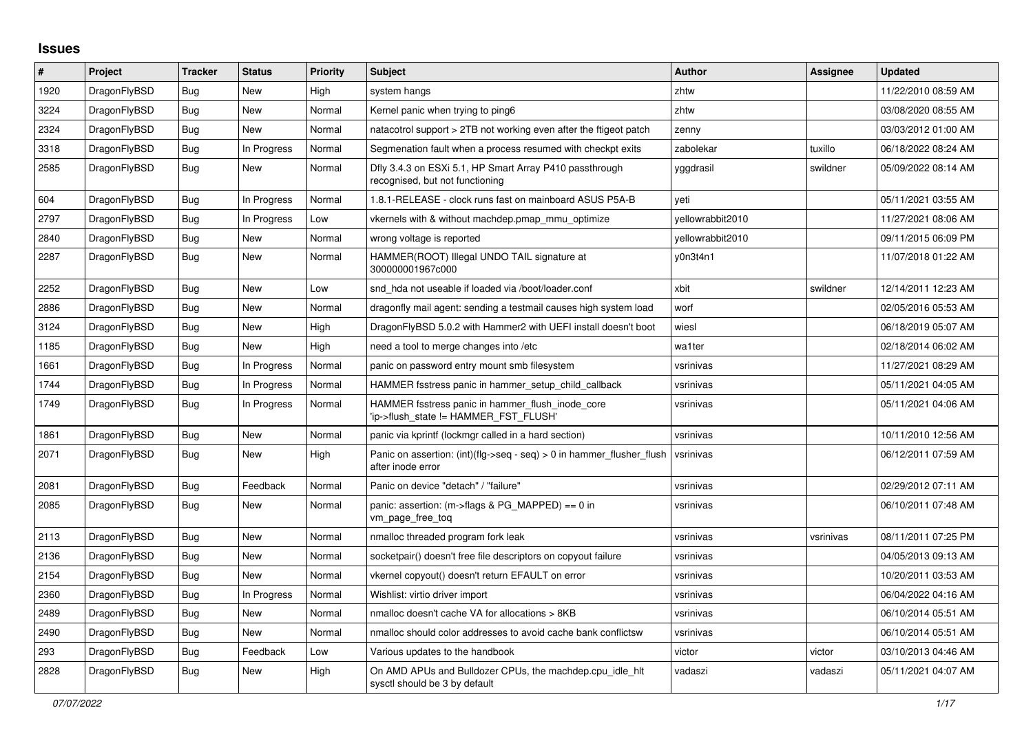# Issues

| # | Project | Tracker | Status | Priority | Subject | Author | Assignee | Updated |
|---|---|---|---|---|---|---|---|---|
| 1920 | DragonFlyBSD | Bug | New | High | system hangs | zhtw | | 11/22/2010 08:59 AM |
| 3224 | DragonFlyBSD | Bug | New | Normal | Kernel panic when trying to ping6 | zhtw | | 03/08/2020 08:55 AM |
| 2324 | DragonFlyBSD | Bug | New | Normal | natacotrol support > 2TB not working even after the ftigeot patch | zenny | | 03/03/2012 01:00 AM |
| 3318 | DragonFlyBSD | Bug | In Progress | Normal | Segmenation fault when a process resumed with checkpt exits | zabolekar | tuxillo | 06/18/2022 08:24 AM |
| 2585 | DragonFlyBSD | Bug | New | Normal | Dfly 3.4.3 on ESXi 5.1, HP Smart Array P410 passthrough recognised, but not functioning | yggdrasil | swildner | 05/09/2022 08:14 AM |
| 604 | DragonFlyBSD | Bug | In Progress | Normal | 1.8.1-RELEASE - clock runs fast on mainboard ASUS P5A-B | yeti | | 05/11/2021 03:55 AM |
| 2797 | DragonFlyBSD | Bug | In Progress | Low | vkernels with & without machdep.pmap_mmu_optimize | yellowrabbit2010 | | 11/27/2021 08:06 AM |
| 2840 | DragonFlyBSD | Bug | New | Normal | wrong voltage is reported | yellowrabbit2010 | | 09/11/2015 06:09 PM |
| 2287 | DragonFlyBSD | Bug | New | Normal | HAMMER(ROOT) Illegal UNDO TAIL signature at 300000001967c000 | y0n3t4n1 | | 11/07/2018 01:22 AM |
| 2252 | DragonFlyBSD | Bug | New | Low | snd_hda not useable if loaded via /boot/loader.conf | xbit | swildner | 12/14/2011 12:23 AM |
| 2886 | DragonFlyBSD | Bug | New | Normal | dragonfly mail agent: sending a testmail causes high system load | worf | | 02/05/2016 05:53 AM |
| 3124 | DragonFlyBSD | Bug | New | High | DragonFlyBSD 5.0.2 with Hammer2 with UEFI install doesn't boot | wiesl | | 06/18/2019 05:07 AM |
| 1185 | DragonFlyBSD | Bug | New | High | need a tool to merge changes into /etc | wa1ter | | 02/18/2014 06:02 AM |
| 1661 | DragonFlyBSD | Bug | In Progress | Normal | panic on password entry mount smb filesystem | vsrinivas | | 11/27/2021 08:29 AM |
| 1744 | DragonFlyBSD | Bug | In Progress | Normal | HAMMER fsstress panic in hammer_setup_child_callback | vsrinivas | | 05/11/2021 04:05 AM |
| 1749 | DragonFlyBSD | Bug | In Progress | Normal | HAMMER fsstress panic in hammer_flush_inode_core 'ip->flush_state != HAMMER_FST_FLUSH' | vsrinivas | | 05/11/2021 04:06 AM |
| 1861 | DragonFlyBSD | Bug | New | Normal | panic via kprintf (lockmgr called in a hard section) | vsrinivas | | 10/11/2010 12:56 AM |
| 2071 | DragonFlyBSD | Bug | New | High | Panic on assertion: (int)(flg->seq - seq) > 0 in hammer_flusher_flush after inode error | vsrinivas | | 06/12/2011 07:59 AM |
| 2081 | DragonFlyBSD | Bug | Feedback | Normal | Panic on device "detach" / "failure" | vsrinivas | | 02/29/2012 07:11 AM |
| 2085 | DragonFlyBSD | Bug | New | Normal | panic: assertion: (m->flags & PG_MAPPED) == 0 in vm_page_free_toq | vsrinivas | | 06/10/2011 07:48 AM |
| 2113 | DragonFlyBSD | Bug | New | Normal | nmalloc threaded program fork leak | vsrinivas | vsrinivas | 08/11/2011 07:25 PM |
| 2136 | DragonFlyBSD | Bug | New | Normal | socketpair() doesn't free file descriptors on copyout failure | vsrinivas | | 04/05/2013 09:13 AM |
| 2154 | DragonFlyBSD | Bug | New | Normal | vkernel copyout() doesn't return EFAULT on error | vsrinivas | | 10/20/2011 03:53 AM |
| 2360 | DragonFlyBSD | Bug | In Progress | Normal | Wishlist: virtio driver import | vsrinivas | | 06/04/2022 04:16 AM |
| 2489 | DragonFlyBSD | Bug | New | Normal | nmalloc doesn't cache VA for allocations > 8KB | vsrinivas | | 06/10/2014 05:51 AM |
| 2490 | DragonFlyBSD | Bug | New | Normal | nmalloc should color addresses to avoid cache bank conflictsw | vsrinivas | | 06/10/2014 05:51 AM |
| 293 | DragonFlyBSD | Bug | Feedback | Low | Various updates to the handbook | victor | victor | 03/10/2013 04:46 AM |
| 2828 | DragonFlyBSD | Bug | New | High | On AMD APUs and Bulldozer CPUs, the machdep.cpu_idle_hlt sysctl should be 3 by default | vadaszi | vadaszi | 05/11/2021 04:07 AM |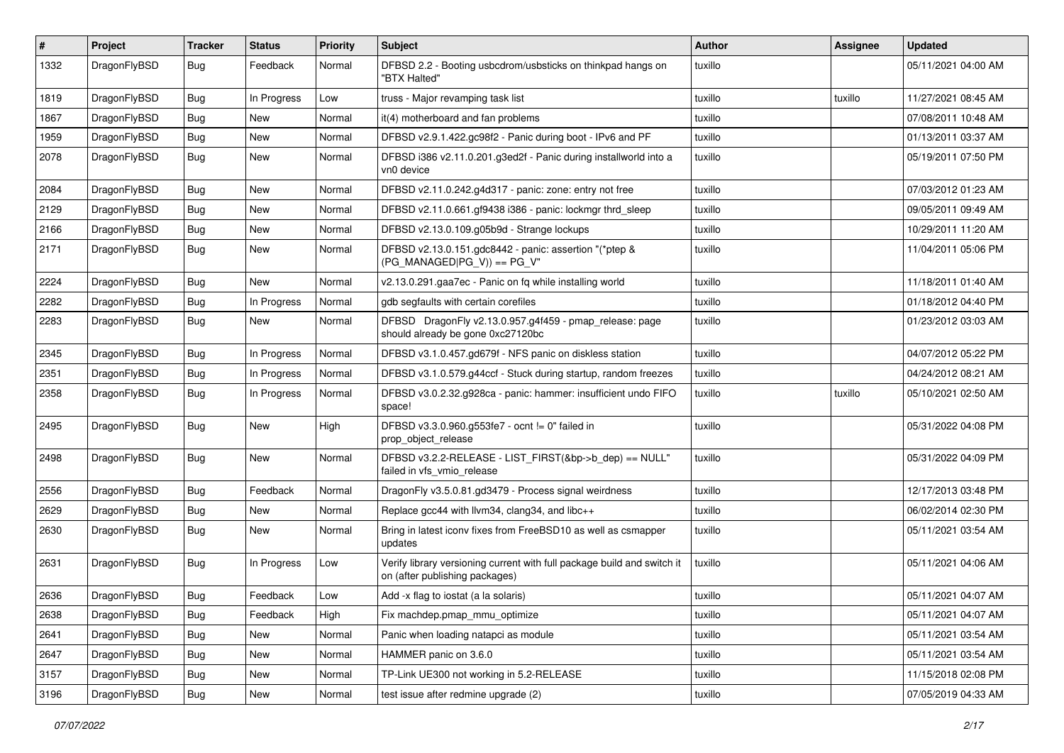| # | Project | Tracker | Status | Priority | Subject | Author | Assignee | Updated |
|---|---|---|---|---|---|---|---|---|
| 1332 | DragonFlyBSD | Bug | Feedback | Normal | DFBSD 2.2 - Booting usbcdrom/usbsticks on thinkpad hangs on "BTX Halted" | tuxillo | | 05/11/2021 04:00 AM |
| 1819 | DragonFlyBSD | Bug | In Progress | Low | truss - Major revamping task list | tuxillo | tuxillo | 11/27/2021 08:45 AM |
| 1867 | DragonFlyBSD | Bug | New | Normal | it(4) motherboard and fan problems | tuxillo | | 07/08/2011 10:48 AM |
| 1959 | DragonFlyBSD | Bug | New | Normal | DFBSD v2.9.1.422.gc98f2 - Panic during boot - IPv6 and PF | tuxillo | | 01/13/2011 03:37 AM |
| 2078 | DragonFlyBSD | Bug | New | Normal | DFBSD i386 v2.11.0.201.g3ed2f - Panic during installworld into a vn0 device | tuxillo | | 05/19/2011 07:50 PM |
| 2084 | DragonFlyBSD | Bug | New | Normal | DFBSD v2.11.0.242.g4d317 - panic: zone: entry not free | tuxillo | | 07/03/2012 01:23 AM |
| 2129 | DragonFlyBSD | Bug | New | Normal | DFBSD v2.11.0.661.gf9438 i386 - panic: lockmgr thrd_sleep | tuxillo | | 09/05/2011 09:49 AM |
| 2166 | DragonFlyBSD | Bug | New | Normal | DFBSD v2.13.0.109.g05b9d - Strange lockups | tuxillo | | 10/29/2011 11:20 AM |
| 2171 | DragonFlyBSD | Bug | New | Normal | DFBSD v2.13.0.151.gdc8442 - panic: assertion "(*ptep & (PG_MANAGED\|PG_V)) == PG_V" | tuxillo | | 11/04/2011 05:06 PM |
| 2224 | DragonFlyBSD | Bug | New | Normal | v2.13.0.291.gaa7ec - Panic on fq while installing world | tuxillo | | 11/18/2011 01:40 AM |
| 2282 | DragonFlyBSD | Bug | In Progress | Normal | gdb segfaults with certain corefiles | tuxillo | | 01/18/2012 04:40 PM |
| 2283 | DragonFlyBSD | Bug | New | Normal | DFBSD DragonFly v2.13.0.957.g4f459 - pmap_release: page should already be gone 0xc27120bc | tuxillo | | 01/23/2012 03:03 AM |
| 2345 | DragonFlyBSD | Bug | In Progress | Normal | DFBSD v3.1.0.457.gd679f - NFS panic on diskless station | tuxillo | | 04/07/2012 05:22 PM |
| 2351 | DragonFlyBSD | Bug | In Progress | Normal | DFBSD v3.1.0.579.g44ccf - Stuck during startup, random freezes | tuxillo | | 04/24/2012 08:21 AM |
| 2358 | DragonFlyBSD | Bug | In Progress | Normal | DFBSD v3.0.2.32.g928ca - panic: hammer: insufficient undo FIFO space! | tuxillo | tuxillo | 05/10/2021 02:50 AM |
| 2495 | DragonFlyBSD | Bug | New | High | DFBSD v3.3.0.960.g553fe7 - ocnt != 0" failed in prop_object_release | tuxillo | | 05/31/2022 04:08 PM |
| 2498 | DragonFlyBSD | Bug | New | Normal | DFBSD v3.2.2-RELEASE - LIST_FIRST(&bp->b_dep) == NULL" failed in vfs_vmio_release | tuxillo | | 05/31/2022 04:09 PM |
| 2556 | DragonFlyBSD | Bug | Feedback | Normal | DragonFly v3.5.0.81.gd3479 - Process signal weirdness | tuxillo | | 12/17/2013 03:48 PM |
| 2629 | DragonFlyBSD | Bug | New | Normal | Replace gcc44 with llvm34, clang34, and libc++ | tuxillo | | 06/02/2014 02:30 PM |
| 2630 | DragonFlyBSD | Bug | New | Normal | Bring in latest iconv fixes from FreeBSD10 as well as csmapper updates | tuxillo | | 05/11/2021 03:54 AM |
| 2631 | DragonFlyBSD | Bug | In Progress | Low | Verify library versioning current with full package build and switch it on (after publishing packages) | tuxillo | | 05/11/2021 04:06 AM |
| 2636 | DragonFlyBSD | Bug | Feedback | Low | Add -x flag to iostat (a la solaris) | tuxillo | | 05/11/2021 04:07 AM |
| 2638 | DragonFlyBSD | Bug | Feedback | High | Fix machdep.pmap_mmu_optimize | tuxillo | | 05/11/2021 04:07 AM |
| 2641 | DragonFlyBSD | Bug | New | Normal | Panic when loading natapci as module | tuxillo | | 05/11/2021 03:54 AM |
| 2647 | DragonFlyBSD | Bug | New | Normal | HAMMER panic on 3.6.0 | tuxillo | | 05/11/2021 03:54 AM |
| 3157 | DragonFlyBSD | Bug | New | Normal | TP-Link UE300 not working in 5.2-RELEASE | tuxillo | | 11/15/2018 02:08 PM |
| 3196 | DragonFlyBSD | Bug | New | Normal | test issue after redmine upgrade (2) | tuxillo | | 07/05/2019 04:33 AM |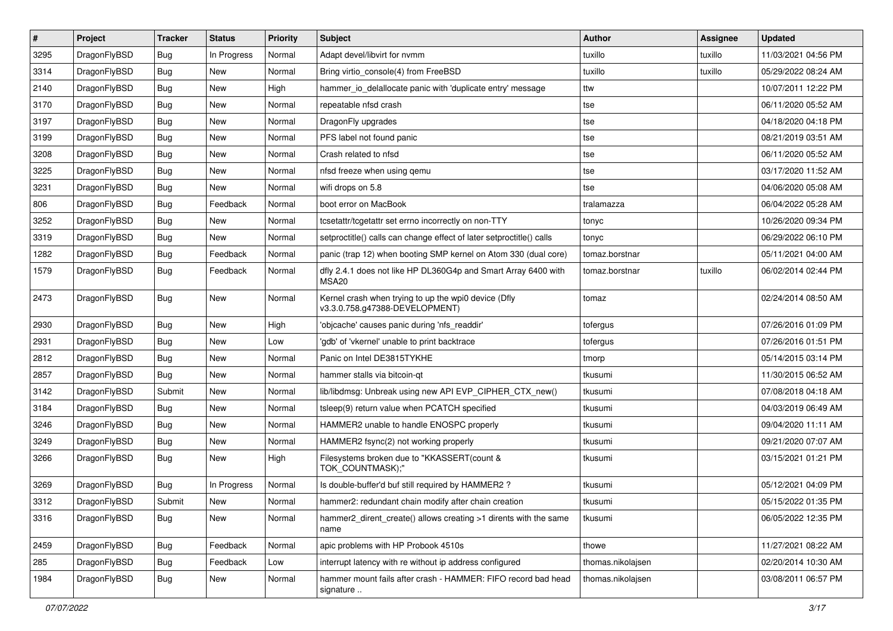| # | Project | Tracker | Status | Priority | Subject | Author | Assignee | Updated |
|---|---|---|---|---|---|---|---|---|
| 3295 | DragonFlyBSD | Bug | In Progress | Normal | Adapt devel/libvirt for nvmm | tuxillo | tuxillo | 11/03/2021 04:56 PM |
| 3314 | DragonFlyBSD | Bug | New | Normal | Bring virtio_console(4) from FreeBSD | tuxillo | tuxillo | 05/29/2022 08:24 AM |
| 2140 | DragonFlyBSD | Bug | New | High | hammer_io_delallocate panic with 'duplicate entry' message | ttw | | 10/07/2011 12:22 PM |
| 3170 | DragonFlyBSD | Bug | New | Normal | repeatable nfsd crash | tse | | 06/11/2020 05:52 AM |
| 3197 | DragonFlyBSD | Bug | New | Normal | DragonFly upgrades | tse | | 04/18/2020 04:18 PM |
| 3199 | DragonFlyBSD | Bug | New | Normal | PFS label not found panic | tse | | 08/21/2019 03:51 AM |
| 3208 | DragonFlyBSD | Bug | New | Normal | Crash related to nfsd | tse | | 06/11/2020 05:52 AM |
| 3225 | DragonFlyBSD | Bug | New | Normal | nfsd freeze when using qemu | tse | | 03/17/2020 11:52 AM |
| 3231 | DragonFlyBSD | Bug | New | Normal | wifi drops on 5.8 | tse | | 04/06/2020 05:08 AM |
| 806 | DragonFlyBSD | Bug | Feedback | Normal | boot error on MacBook | tralamazza | | 06/04/2022 05:28 AM |
| 3252 | DragonFlyBSD | Bug | New | Normal | tcsetattr/tcgetattr set errno incorrectly on non-TTY | tonyc | | 10/26/2020 09:34 PM |
| 3319 | DragonFlyBSD | Bug | New | Normal | setproctitle() calls can change effect of later setproctitle() calls | tonyc | | 06/29/2022 06:10 PM |
| 1282 | DragonFlyBSD | Bug | Feedback | Normal | panic (trap 12) when booting SMP kernel on Atom 330 (dual core) | tomaz.borstnar | | 05/11/2021 04:00 AM |
| 1579 | DragonFlyBSD | Bug | Feedback | Normal | dfly 2.4.1 does not like HP DL360G4p and Smart Array 6400 with MSA20 | tomaz.borstnar | tuxillo | 06/02/2014 02:44 PM |
| 2473 | DragonFlyBSD | Bug | New | Normal | Kernel crash when trying to up the wpi0 device (Dfly v3.3.0.758.g47388-DEVELOPMENT) | tomaz | | 02/24/2014 08:50 AM |
| 2930 | DragonFlyBSD | Bug | New | High | 'objcache' causes panic during 'nfs_readdir' | tofergus | | 07/26/2016 01:09 PM |
| 2931 | DragonFlyBSD | Bug | New | Low | 'gdb' of 'vkernel' unable to print backtrace | tofergus | | 07/26/2016 01:51 PM |
| 2812 | DragonFlyBSD | Bug | New | Normal | Panic on Intel DE3815TYKHE | tmorp | | 05/14/2015 03:14 PM |
| 2857 | DragonFlyBSD | Bug | New | Normal | hammer stalls via bitcoin-qt | tkusumi | | 11/30/2015 06:52 AM |
| 3142 | DragonFlyBSD | Submit | New | Normal | lib/libdmsg: Unbreak using new API EVP_CIPHER_CTX_new() | tkusumi | | 07/08/2018 04:18 AM |
| 3184 | DragonFlyBSD | Bug | New | Normal | tsleep(9) return value when PCATCH specified | tkusumi | | 04/03/2019 06:49 AM |
| 3246 | DragonFlyBSD | Bug | New | Normal | HAMMER2 unable to handle ENOSPC properly | tkusumi | | 09/04/2020 11:11 AM |
| 3249 | DragonFlyBSD | Bug | New | Normal | HAMMER2 fsync(2) not working properly | tkusumi | | 09/21/2020 07:07 AM |
| 3266 | DragonFlyBSD | Bug | New | High | Filesystems broken due to "KKASSERT(count & TOK_COUNTMASK);" | tkusumi | | 03/15/2021 01:21 PM |
| 3269 | DragonFlyBSD | Bug | In Progress | Normal | Is double-buffer'd buf still required by HAMMER2 ? | tkusumi | | 05/12/2021 04:09 PM |
| 3312 | DragonFlyBSD | Submit | New | Normal | hammer2: redundant chain modify after chain creation | tkusumi | | 05/15/2022 01:35 PM |
| 3316 | DragonFlyBSD | Bug | New | Normal | hammer2_dirent_create() allows creating >1 dirents with the same name | tkusumi | | 06/05/2022 12:35 PM |
| 2459 | DragonFlyBSD | Bug | Feedback | Normal | apic problems with HP Probook 4510s | thowe | | 11/27/2021 08:22 AM |
| 285 | DragonFlyBSD | Bug | Feedback | Low | interrupt latency with re without ip address configured | thomas.nikolajsen | | 02/20/2014 10:30 AM |
| 1984 | DragonFlyBSD | Bug | New | Normal | hammer mount fails after crash - HAMMER: FIFO record bad head signature .. | thomas.nikolajsen | | 03/08/2011 06:57 PM |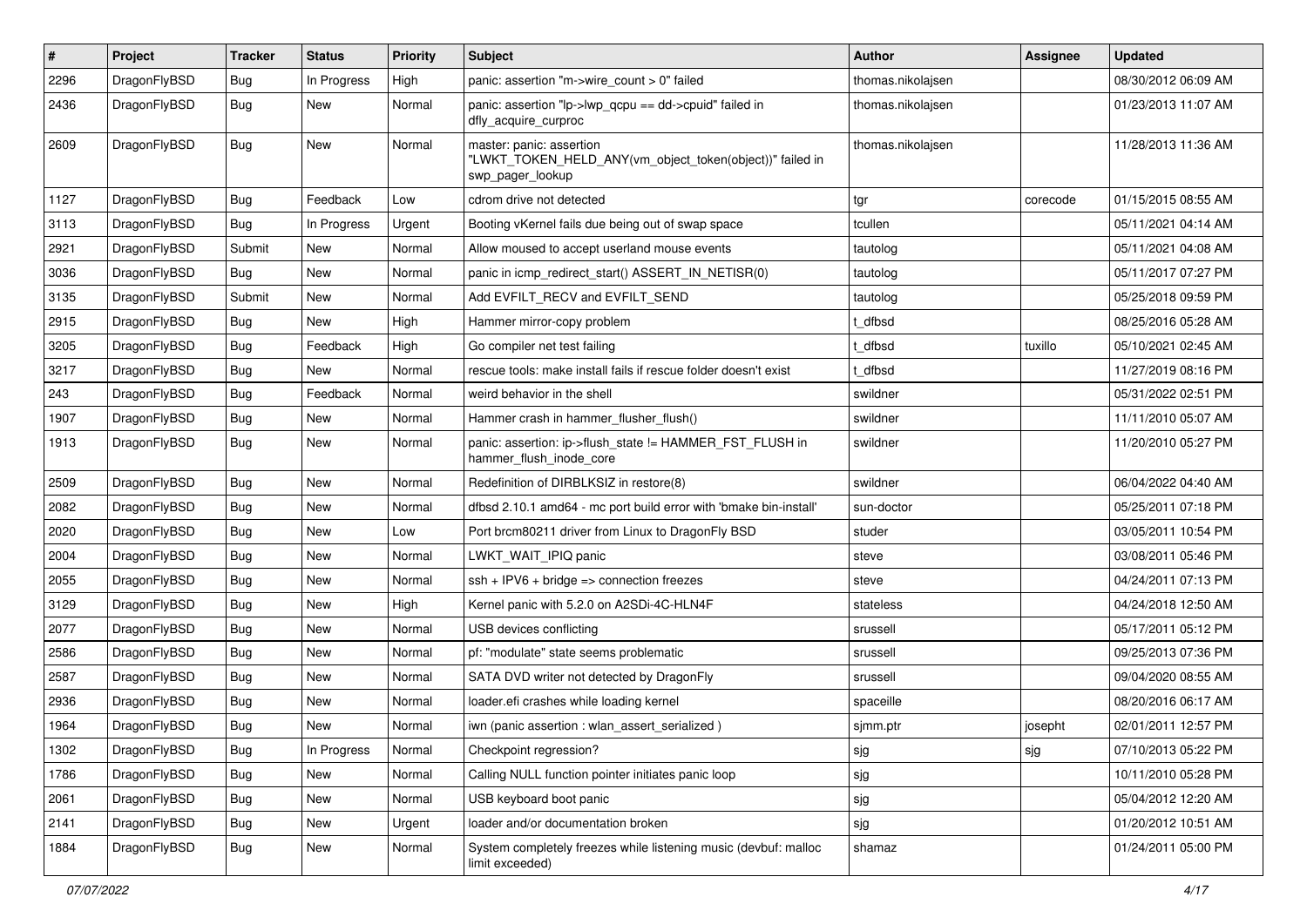| # | Project | Tracker | Status | Priority | Subject | Author | Assignee | Updated |
|---|---|---|---|---|---|---|---|---|
| 2296 | DragonFlyBSD | Bug | In Progress | High | panic: assertion "m->wire_count > 0" failed | thomas.nikolajsen | | 08/30/2012 06:09 AM |
| 2436 | DragonFlyBSD | Bug | New | Normal | panic: assertion "lp->lwp_qcpu == dd->cpuid" failed in dfly_acquire_curproc | thomas.nikolajsen | | 01/23/2013 11:07 AM |
| 2609 | DragonFlyBSD | Bug | New | Normal | master: panic: assertion "LWKT_TOKEN_HELD_ANY(vm_object_token(object))" failed in swp_pager_lookup | thomas.nikolajsen | | 11/28/2013 11:36 AM |
| 1127 | DragonFlyBSD | Bug | Feedback | Low | cdrom drive not detected | tgr | corecode | 01/15/2015 08:55 AM |
| 3113 | DragonFlyBSD | Bug | In Progress | Urgent | Booting vKernel fails due being out of swap space | tcullen | | 05/11/2021 04:14 AM |
| 2921 | DragonFlyBSD | Submit | New | Normal | Allow moused to accept userland mouse events | tautolog | | 05/11/2021 04:08 AM |
| 3036 | DragonFlyBSD | Bug | New | Normal | panic in icmp_redirect_start() ASSERT_IN_NETISR(0) | tautolog | | 05/11/2017 07:27 PM |
| 3135 | DragonFlyBSD | Submit | New | Normal | Add EVFILT_RECV and EVFILT_SEND | tautolog | | 05/25/2018 09:59 PM |
| 2915 | DragonFlyBSD | Bug | New | High | Hammer mirror-copy problem | t_dfbsd | | 08/25/2016 05:28 AM |
| 3205 | DragonFlyBSD | Bug | Feedback | High | Go compiler net test failing | t_dfbsd | tuxillo | 05/10/2021 02:45 AM |
| 3217 | DragonFlyBSD | Bug | New | Normal | rescue tools: make install fails if rescue folder doesn't exist | t_dfbsd | | 11/27/2019 08:16 PM |
| 243 | DragonFlyBSD | Bug | Feedback | Normal | weird behavior in the shell | swildner | | 05/31/2022 02:51 PM |
| 1907 | DragonFlyBSD | Bug | New | Normal | Hammer crash in hammer_flusher_flush() | swildner | | 11/11/2010 05:07 AM |
| 1913 | DragonFlyBSD | Bug | New | Normal | panic: assertion: ip->flush_state != HAMMER_FST_FLUSH in hammer_flush_inode_core | swildner | | 11/20/2010 05:27 PM |
| 2509 | DragonFlyBSD | Bug | New | Normal | Redefinition of DIRBLKSIZ in restore(8) | swildner | | 06/04/2022 04:40 AM |
| 2082 | DragonFlyBSD | Bug | New | Normal | dfbsd 2.10.1 amd64 - mc port build error with 'bmake bin-install' | sun-doctor | | 05/25/2011 07:18 PM |
| 2020 | DragonFlyBSD | Bug | New | Low | Port brcm80211 driver from Linux to DragonFly BSD | studer | | 03/05/2011 10:54 PM |
| 2004 | DragonFlyBSD | Bug | New | Normal | LWKT_WAIT_IPIQ panic | steve | | 03/08/2011 05:46 PM |
| 2055 | DragonFlyBSD | Bug | New | Normal | ssh + IPV6 + bridge => connection freezes | steve | | 04/24/2011 07:13 PM |
| 3129 | DragonFlyBSD | Bug | New | High | Kernel panic with 5.2.0 on A2SDi-4C-HLN4F | stateless | | 04/24/2018 12:50 AM |
| 2077 | DragonFlyBSD | Bug | New | Normal | USB devices conflicting | srussell | | 05/17/2011 05:12 PM |
| 2586 | DragonFlyBSD | Bug | New | Normal | pf: "modulate" state seems problematic | srussell | | 09/25/2013 07:36 PM |
| 2587 | DragonFlyBSD | Bug | New | Normal | SATA DVD writer not detected by DragonFly | srussell | | 09/04/2020 08:55 AM |
| 2936 | DragonFlyBSD | Bug | New | Normal | loader.efi crashes while loading kernel | spaceille | | 08/20/2016 06:17 AM |
| 1964 | DragonFlyBSD | Bug | New | Normal | iwn (panic assertion : wlan_assert_serialized ) | sjmm.ptr | josepht | 02/01/2011 12:57 PM |
| 1302 | DragonFlyBSD | Bug | In Progress | Normal | Checkpoint regression? | sjg | sjg | 07/10/2013 05:22 PM |
| 1786 | DragonFlyBSD | Bug | New | Normal | Calling NULL function pointer initiates panic loop | sjg | | 10/11/2010 05:28 PM |
| 2061 | DragonFlyBSD | Bug | New | Normal | USB keyboard boot panic | sjg | | 05/04/2012 12:20 AM |
| 2141 | DragonFlyBSD | Bug | New | Urgent | loader and/or documentation broken | sjg | | 01/20/2012 10:51 AM |
| 1884 | DragonFlyBSD | Bug | New | Normal | System completely freezes while listening music (devbuf: malloc limit exceeded) | shamaz | | 01/24/2011 05:00 PM |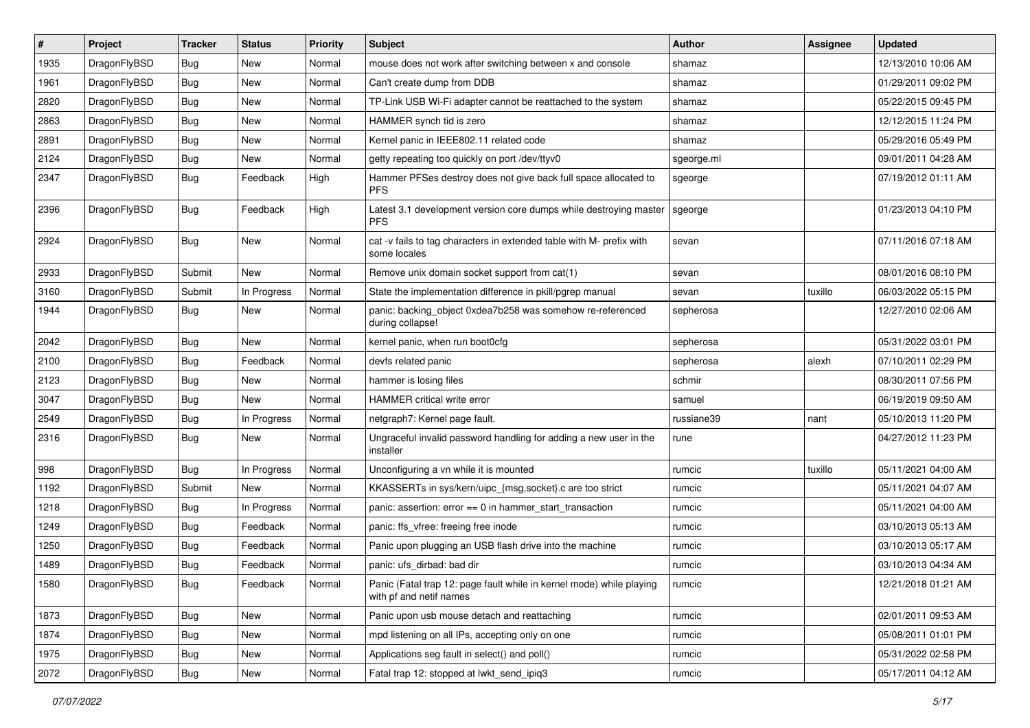| # | Project | Tracker | Status | Priority | Subject | Author | Assignee | Updated |
|---|---|---|---|---|---|---|---|---|
| 1935 | DragonFlyBSD | Bug | New | Normal | mouse does not work after switching between x and console | shamaz | | 12/13/2010 10:06 AM |
| 1961 | DragonFlyBSD | Bug | New | Normal | Can't create dump from DDB | shamaz | | 01/29/2011 09:02 PM |
| 2820 | DragonFlyBSD | Bug | New | Normal | TP-Link USB Wi-Fi adapter cannot be reattached to the system | shamaz | | 05/22/2015 09:45 PM |
| 2863 | DragonFlyBSD | Bug | New | Normal | HAMMER synch tid is zero | shamaz | | 12/12/2015 11:24 PM |
| 2891 | DragonFlyBSD | Bug | New | Normal | Kernel panic in IEEE802.11 related code | shamaz | | 05/29/2016 05:49 PM |
| 2124 | DragonFlyBSD | Bug | New | Normal | getty repeating too quickly on port /dev/ttyv0 | sgeorge.ml | | 09/01/2011 04:28 AM |
| 2347 | DragonFlyBSD | Bug | Feedback | High | Hammer PFSes destroy does not give back full space allocated to PFS | sgeorge | | 07/19/2012 01:11 AM |
| 2396 | DragonFlyBSD | Bug | Feedback | High | Latest 3.1 development version core dumps while destroying master PFS | sgeorge | | 01/23/2013 04:10 PM |
| 2924 | DragonFlyBSD | Bug | New | Normal | cat -v fails to tag characters in extended table with M- prefix with some locales | sevan | | 07/11/2016 07:18 AM |
| 2933 | DragonFlyBSD | Submit | New | Normal | Remove unix domain socket support from cat(1) | sevan | | 08/01/2016 08:10 PM |
| 3160 | DragonFlyBSD | Submit | In Progress | Normal | State the implementation difference in pkill/pgrep manual | sevan | tuxillo | 06/03/2022 05:15 PM |
| 1944 | DragonFlyBSD | Bug | New | Normal | panic: backing_object 0xdea7b258 was somehow re-referenced during collapse! | sepherosa | | 12/27/2010 02:06 AM |
| 2042 | DragonFlyBSD | Bug | New | Normal | kernel panic, when run boot0cfg | sepherosa | | 05/31/2022 03:01 PM |
| 2100 | DragonFlyBSD | Bug | Feedback | Normal | devfs related panic | sepherosa | alexh | 07/10/2011 02:29 PM |
| 2123 | DragonFlyBSD | Bug | New | Normal | hammer is losing files | schmir | | 08/30/2011 07:56 PM |
| 3047 | DragonFlyBSD | Bug | New | Normal | HAMMER critical write error | samuel | | 06/19/2019 09:50 AM |
| 2549 | DragonFlyBSD | Bug | In Progress | Normal | netgraph7: Kernel page fault. | russiane39 | nant | 05/10/2013 11:20 PM |
| 2316 | DragonFlyBSD | Bug | New | Normal | Ungraceful invalid password handling for adding a new user in the installer | rune | | 04/27/2012 11:23 PM |
| 998 | DragonFlyBSD | Bug | In Progress | Normal | Unconfiguring a vn while it is mounted | rumcic | tuxillo | 05/11/2021 04:00 AM |
| 1192 | DragonFlyBSD | Submit | New | Normal | KKASSERTs in sys/kern/uipc_{msg,socket}.c are too strict | rumcic | | 05/11/2021 04:07 AM |
| 1218 | DragonFlyBSD | Bug | In Progress | Normal | panic: assertion: error == 0 in hammer_start_transaction | rumcic | | 05/11/2021 04:00 AM |
| 1249 | DragonFlyBSD | Bug | Feedback | Normal | panic: ffs_vfree: freeing free inode | rumcic | | 03/10/2013 05:13 AM |
| 1250 | DragonFlyBSD | Bug | Feedback | Normal | Panic upon plugging an USB flash drive into the machine | rumcic | | 03/10/2013 05:17 AM |
| 1489 | DragonFlyBSD | Bug | Feedback | Normal | panic: ufs_dirbad: bad dir | rumcic | | 03/10/2013 04:34 AM |
| 1580 | DragonFlyBSD | Bug | Feedback | Normal | Panic (Fatal trap 12: page fault while in kernel mode) while playing with pf and netif names | rumcic | | 12/21/2018 01:21 AM |
| 1873 | DragonFlyBSD | Bug | New | Normal | Panic upon usb mouse detach and reattaching | rumcic | | 02/01/2011 09:53 AM |
| 1874 | DragonFlyBSD | Bug | New | Normal | mpd listening on all IPs, accepting only on one | rumcic | | 05/08/2011 01:01 PM |
| 1975 | DragonFlyBSD | Bug | New | Normal | Applications seg fault in select() and poll() | rumcic | | 05/31/2022 02:58 PM |
| 2072 | DragonFlyBSD | Bug | New | Normal | Fatal trap 12: stopped at lwkt_send_ipiq3 | rumcic | | 05/17/2011 04:12 AM |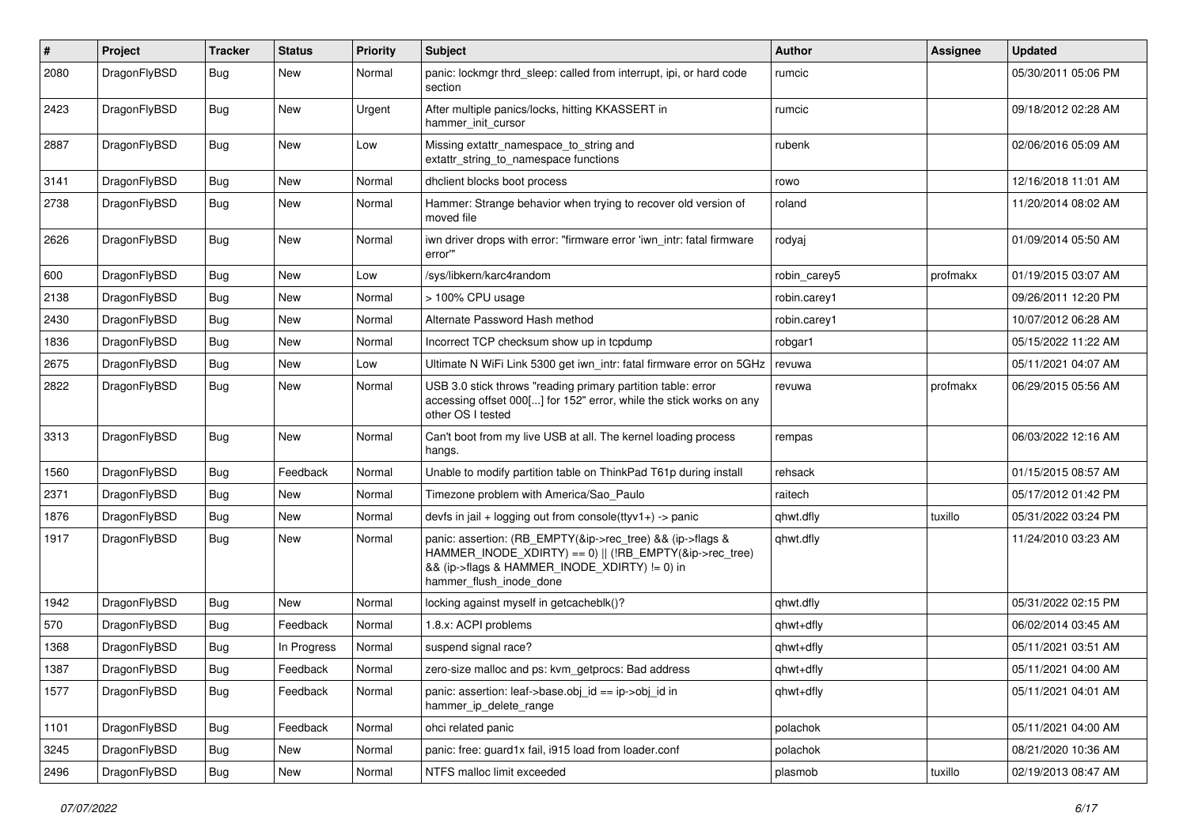| # | Project | Tracker | Status | Priority | Subject | Author | Assignee | Updated |
|---|---|---|---|---|---|---|---|---|
| 2080 | DragonFlyBSD | Bug | New | Normal | panic: lockmgr thrd_sleep: called from interrupt, ipi, or hard code section | rumcic | | 05/30/2011 05:06 PM |
| 2423 | DragonFlyBSD | Bug | New | Urgent | After multiple panics/locks, hitting KKASSERT in hammer_init_cursor | rumcic | | 09/18/2012 02:28 AM |
| 2887 | DragonFlyBSD | Bug | New | Low | Missing extattr_namespace_to_string and extattr_string_to_namespace functions | rubenk | | 02/06/2016 05:09 AM |
| 3141 | DragonFlyBSD | Bug | New | Normal | dhclient blocks boot process | rowo | | 12/16/2018 11:01 AM |
| 2738 | DragonFlyBSD | Bug | New | Normal | Hammer: Strange behavior when trying to recover old version of moved file | roland | | 11/20/2014 08:02 AM |
| 2626 | DragonFlyBSD | Bug | New | Normal | iwn driver drops with error: "firmware error 'iwn_intr: fatal firmware error'" | rodyaj | | 01/09/2014 05:50 AM |
| 600 | DragonFlyBSD | Bug | New | Low | /sys/libkern/karc4random | robin_carey5 | profmakx | 01/19/2015 03:07 AM |
| 2138 | DragonFlyBSD | Bug | New | Normal | > 100% CPU usage | robin.carey1 | | 09/26/2011 12:20 PM |
| 2430 | DragonFlyBSD | Bug | New | Normal | Alternate Password Hash method | robin.carey1 | | 10/07/2012 06:28 AM |
| 1836 | DragonFlyBSD | Bug | New | Normal | Incorrect TCP checksum show up in tcpdump | robgar1 | | 05/15/2022 11:22 AM |
| 2675 | DragonFlyBSD | Bug | New | Low | Ultimate N WiFi Link 5300 get iwn_intr: fatal firmware error on 5GHz | revuwa | | 05/11/2021 04:07 AM |
| 2822 | DragonFlyBSD | Bug | New | Normal | USB 3.0 stick throws "reading primary partition table: error accessing offset 000[...] for 152" error, while the stick works on any other OS I tested | revuwa | profmakx | 06/29/2015 05:56 AM |
| 3313 | DragonFlyBSD | Bug | New | Normal | Can't boot from my live USB at all. The kernel loading process hangs. | rempas | | 06/03/2022 12:16 AM |
| 1560 | DragonFlyBSD | Bug | Feedback | Normal | Unable to modify partition table on ThinkPad T61p during install | rehsack | | 01/15/2015 08:57 AM |
| 2371 | DragonFlyBSD | Bug | New | Normal | Timezone problem with America/Sao_Paulo | raitech | | 05/17/2012 01:42 PM |
| 1876 | DragonFlyBSD | Bug | New | Normal | devfs in jail + logging out from console(ttyv1+) -> panic | qhwt.dfly | tuxillo | 05/31/2022 03:24 PM |
| 1917 | DragonFlyBSD | Bug | New | Normal | panic: assertion: (RB_EMPTY(&ip->rec_tree) && (ip->flags & HAMMER_INODE_XDIRTY) == 0) \|\| (!RB_EMPTY(&ip->rec_tree) && (ip->flags & HAMMER_INODE_XDIRTY) != 0) in hammer_flush_inode_done | qhwt.dfly | | 11/24/2010 03:23 AM |
| 1942 | DragonFlyBSD | Bug | New | Normal | locking against myself in getcacheblk()? | qhwt.dfly | | 05/31/2022 02:15 PM |
| 570 | DragonFlyBSD | Bug | Feedback | Normal | 1.8.x: ACPI problems | qhwt+dfly | | 06/02/2014 03:45 AM |
| 1368 | DragonFlyBSD | Bug | In Progress | Normal | suspend signal race? | qhwt+dfly | | 05/11/2021 03:51 AM |
| 1387 | DragonFlyBSD | Bug | Feedback | Normal | zero-size malloc and ps: kvm_getprocs: Bad address | qhwt+dfly | | 05/11/2021 04:00 AM |
| 1577 | DragonFlyBSD | Bug | Feedback | Normal | panic: assertion: leaf->base.obj_id == ip->obj_id in hammer_ip_delete_range | qhwt+dfly | | 05/11/2021 04:01 AM |
| 1101 | DragonFlyBSD | Bug | Feedback | Normal | ohci related panic | polachok | | 05/11/2021 04:00 AM |
| 3245 | DragonFlyBSD | Bug | New | Normal | panic: free: guard1x fail, i915 load from loader.conf | polachok | | 08/21/2020 10:36 AM |
| 2496 | DragonFlyBSD | Bug | New | Normal | NTFS malloc limit exceeded | plasmob | tuxillo | 02/19/2013 08:47 AM |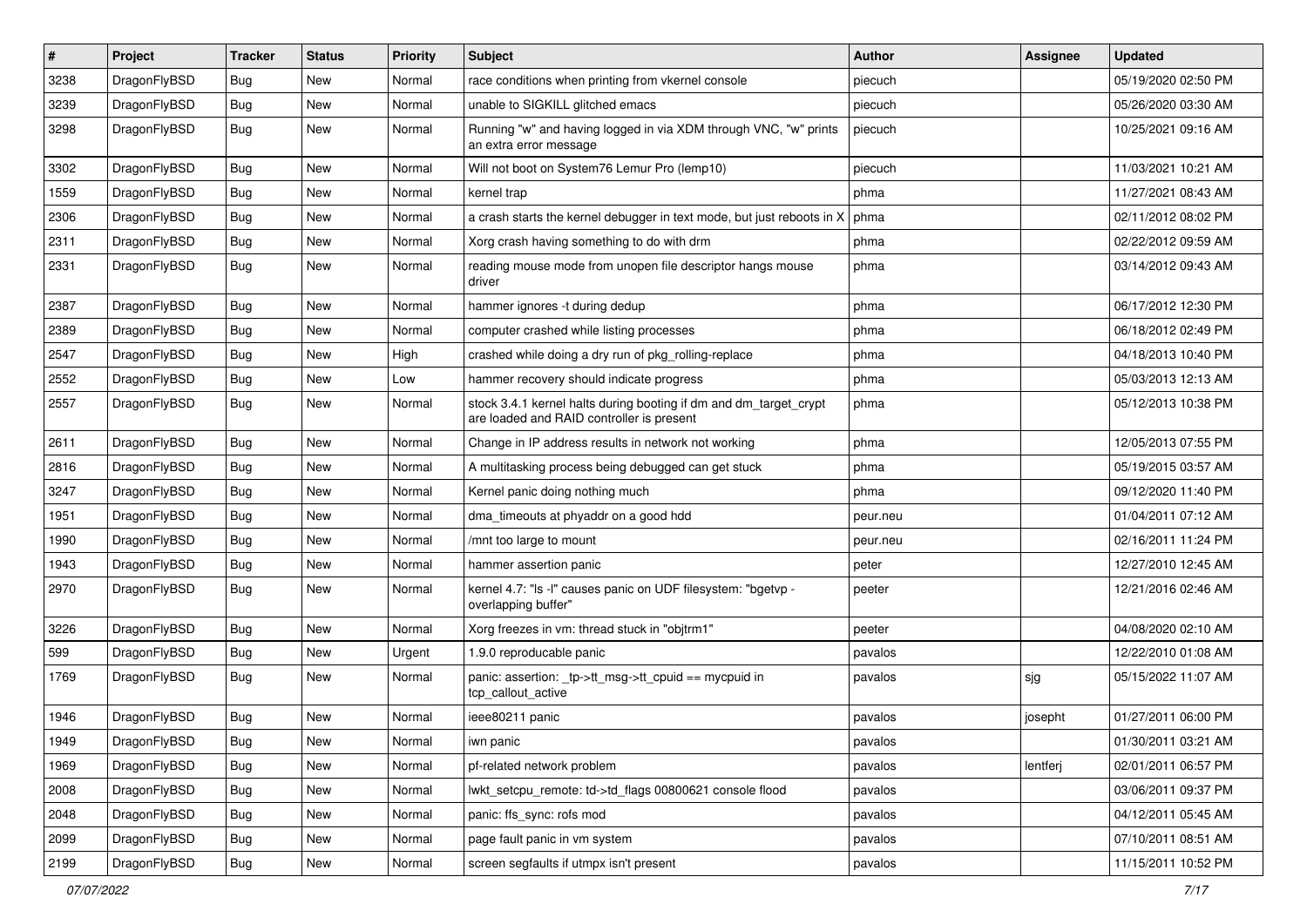| # | Project | Tracker | Status | Priority | Subject | Author | Assignee | Updated |
|---|---|---|---|---|---|---|---|---|
| 3238 | DragonFlyBSD | Bug | New | Normal | race conditions when printing from vkernel console | piecuch | | 05/19/2020 02:50 PM |
| 3239 | DragonFlyBSD | Bug | New | Normal | unable to SIGKILL glitched emacs | piecuch | | 05/26/2020 03:30 AM |
| 3298 | DragonFlyBSD | Bug | New | Normal | Running "w" and having logged in via XDM through VNC, "w" prints an extra error message | piecuch | | 10/25/2021 09:16 AM |
| 3302 | DragonFlyBSD | Bug | New | Normal | Will not boot on System76 Lemur Pro (lemp10) | piecuch | | 11/03/2021 10:21 AM |
| 1559 | DragonFlyBSD | Bug | New | Normal | kernel trap | phma | | 11/27/2021 08:43 AM |
| 2306 | DragonFlyBSD | Bug | New | Normal | a crash starts the kernel debugger in text mode, but just reboots in X | phma | | 02/11/2012 08:02 PM |
| 2311 | DragonFlyBSD | Bug | New | Normal | Xorg crash having something to do with drm | phma | | 02/22/2012 09:59 AM |
| 2331 | DragonFlyBSD | Bug | New | Normal | reading mouse mode from unopen file descriptor hangs mouse driver | phma | | 03/14/2012 09:43 AM |
| 2387 | DragonFlyBSD | Bug | New | Normal | hammer ignores -t during dedup | phma | | 06/17/2012 12:30 PM |
| 2389 | DragonFlyBSD | Bug | New | Normal | computer crashed while listing processes | phma | | 06/18/2012 02:49 PM |
| 2547 | DragonFlyBSD | Bug | New | High | crashed while doing a dry run of pkg_rolling-replace | phma | | 04/18/2013 10:40 PM |
| 2552 | DragonFlyBSD | Bug | New | Low | hammer recovery should indicate progress | phma | | 05/03/2013 12:13 AM |
| 2557 | DragonFlyBSD | Bug | New | Normal | stock 3.4.1 kernel halts during booting if dm and dm_target_crypt are loaded and RAID controller is present | phma | | 05/12/2013 10:38 PM |
| 2611 | DragonFlyBSD | Bug | New | Normal | Change in IP address results in network not working | phma | | 12/05/2013 07:55 PM |
| 2816 | DragonFlyBSD | Bug | New | Normal | A multitasking process being debugged can get stuck | phma | | 05/19/2015 03:57 AM |
| 3247 | DragonFlyBSD | Bug | New | Normal | Kernel panic doing nothing much | phma | | 09/12/2020 11:40 PM |
| 1951 | DragonFlyBSD | Bug | New | Normal | dma_timeouts at phyaddr on a good hdd | peur.neu | | 01/04/2011 07:12 AM |
| 1990 | DragonFlyBSD | Bug | New | Normal | /mnt too large to mount | peur.neu | | 02/16/2011 11:24 PM |
| 1943 | DragonFlyBSD | Bug | New | Normal | hammer assertion panic | peter | | 12/27/2010 12:45 AM |
| 2970 | DragonFlyBSD | Bug | New | Normal | kernel 4.7: "ls -l" causes panic on UDF filesystem: "bgetvp - overlapping buffer" | peeter | | 12/21/2016 02:46 AM |
| 3226 | DragonFlyBSD | Bug | New | Normal | Xorg freezes in vm: thread stuck in "objtrm1" | peeter | | 04/08/2020 02:10 AM |
| 599 | DragonFlyBSD | Bug | New | Urgent | 1.9.0 reproducable panic | pavalos | | 12/22/2010 01:08 AM |
| 1769 | DragonFlyBSD | Bug | New | Normal | panic: assertion: _tp->tt_msg->tt_cpuid == mycpuid in tcp_callout_active | pavalos | sjg | 05/15/2022 11:07 AM |
| 1946 | DragonFlyBSD | Bug | New | Normal | ieee80211 panic | pavalos | josepht | 01/27/2011 06:00 PM |
| 1949 | DragonFlyBSD | Bug | New | Normal | iwn panic | pavalos | | 01/30/2011 03:21 AM |
| 1969 | DragonFlyBSD | Bug | New | Normal | pf-related network problem | pavalos | lentferj | 02/01/2011 06:57 PM |
| 2008 | DragonFlyBSD | Bug | New | Normal | lwkt_setcpu_remote: td->td_flags 00800621 console flood | pavalos | | 03/06/2011 09:37 PM |
| 2048 | DragonFlyBSD | Bug | New | Normal | panic: ffs_sync: rofs mod | pavalos | | 04/12/2011 05:45 AM |
| 2099 | DragonFlyBSD | Bug | New | Normal | page fault panic in vm system | pavalos | | 07/10/2011 08:51 AM |
| 2199 | DragonFlyBSD | Bug | New | Normal | screen segfaults if utmpx isn't present | pavalos | | 11/15/2011 10:52 PM |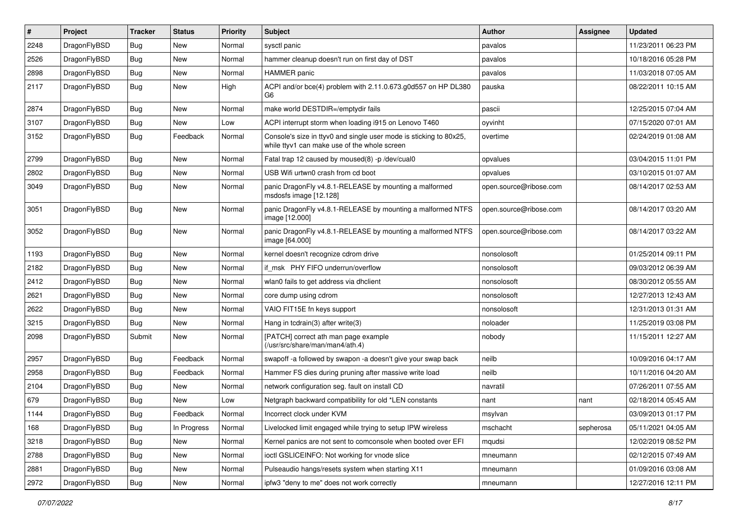| # | Project | Tracker | Status | Priority | Subject | Author | Assignee | Updated |
|---|---|---|---|---|---|---|---|---|
| 2248 | DragonFlyBSD | Bug | New | Normal | sysctl panic | pavalos | | 11/23/2011 06:23 PM |
| 2526 | DragonFlyBSD | Bug | New | Normal | hammer cleanup doesn't run on first day of DST | pavalos | | 10/18/2016 05:28 PM |
| 2898 | DragonFlyBSD | Bug | New | Normal | HAMMER panic | pavalos | | 11/03/2018 07:05 AM |
| 2117 | DragonFlyBSD | Bug | New | High | ACPI and/or bce(4) problem with 2.11.0.673.g0d557 on HP DL380 G6 | pauska | | 08/22/2011 10:15 AM |
| 2874 | DragonFlyBSD | Bug | New | Normal | make world DESTDIR=/emptydir fails | pascii | | 12/25/2015 07:04 AM |
| 3107 | DragonFlyBSD | Bug | New | Low | ACPI interrupt storm when loading i915 on Lenovo T460 | oyvinht | | 07/15/2020 07:01 AM |
| 3152 | DragonFlyBSD | Bug | Feedback | Normal | Console's size in ttyv0 and single user mode is sticking to 80x25, while ttyv1 can make use of the whole screen | overtime | | 02/24/2019 01:08 AM |
| 2799 | DragonFlyBSD | Bug | New | Normal | Fatal trap 12 caused by moused(8) -p /dev/cual0 | opvalues | | 03/04/2015 11:01 PM |
| 2802 | DragonFlyBSD | Bug | New | Normal | USB Wifi urtwn0 crash from cd boot | opvalues | | 03/10/2015 01:07 AM |
| 3049 | DragonFlyBSD | Bug | New | Normal | panic DragonFly v4.8.1-RELEASE by mounting a malformed msdosfs image [12.128] | open.source@ribose.com | | 08/14/2017 02:53 AM |
| 3051 | DragonFlyBSD | Bug | New | Normal | panic DragonFly v4.8.1-RELEASE by mounting a malformed NTFS image [12.000] | open.source@ribose.com | | 08/14/2017 03:20 AM |
| 3052 | DragonFlyBSD | Bug | New | Normal | panic DragonFly v4.8.1-RELEASE by mounting a malformed NTFS image [64.000] | open.source@ribose.com | | 08/14/2017 03:22 AM |
| 1193 | DragonFlyBSD | Bug | New | Normal | kernel doesn't recognize cdrom drive | nonsolosoft | | 01/25/2014 09:11 PM |
| 2182 | DragonFlyBSD | Bug | New | Normal | if_msk PHY FIFO underrun/overflow | nonsolosoft | | 09/03/2012 06:39 AM |
| 2412 | DragonFlyBSD | Bug | New | Normal | wlan0 fails to get address via dhclient | nonsolosoft | | 08/30/2012 05:55 AM |
| 2621 | DragonFlyBSD | Bug | New | Normal | core dump using cdrom | nonsolosoft | | 12/27/2013 12:43 AM |
| 2622 | DragonFlyBSD | Bug | New | Normal | VAIO FIT15E fn keys support | nonsolosoft | | 12/31/2013 01:31 AM |
| 3215 | DragonFlyBSD | Bug | New | Normal | Hang in tcdrain(3) after write(3) | noloader | | 11/25/2019 03:08 PM |
| 2098 | DragonFlyBSD | Submit | New | Normal | [PATCH] correct ath man page example (/usr/src/share/man/man4/ath.4) | nobody | | 11/15/2011 12:27 AM |
| 2957 | DragonFlyBSD | Bug | Feedback | Normal | swapoff -a followed by swapon -a doesn't give your swap back | neilb | | 10/09/2016 04:17 AM |
| 2958 | DragonFlyBSD | Bug | Feedback | Normal | Hammer FS dies during pruning after massive write load | neilb | | 10/11/2016 04:20 AM |
| 2104 | DragonFlyBSD | Bug | New | Normal | network configuration seg. fault on install CD | navratil | | 07/26/2011 07:55 AM |
| 679 | DragonFlyBSD | Bug | New | Low | Netgraph backward compatibility for old *LEN constants | nant | nant | 02/18/2014 05:45 AM |
| 1144 | DragonFlyBSD | Bug | Feedback | Normal | Incorrect clock under KVM | msylvan | | 03/09/2013 01:17 PM |
| 168 | DragonFlyBSD | Bug | In Progress | Normal | Livelocked limit engaged while trying to setup IPW wireless | mschacht | sepherosa | 05/11/2021 04:05 AM |
| 3218 | DragonFlyBSD | Bug | New | Normal | Kernel panics are not sent to comconsole when booted over EFI | mqudsi | | 12/02/2019 08:52 PM |
| 2788 | DragonFlyBSD | Bug | New | Normal | ioctl GSLICEINFO: Not working for vnode slice | mneumann | | 02/12/2015 07:49 AM |
| 2881 | DragonFlyBSD | Bug | New | Normal | Pulseaudio hangs/resets system when starting X11 | mneumann | | 01/09/2016 03:08 AM |
| 2972 | DragonFlyBSD | Bug | New | Normal | ipfw3 "deny to me" does not work correctly | mneumann | | 12/27/2016 12:11 PM |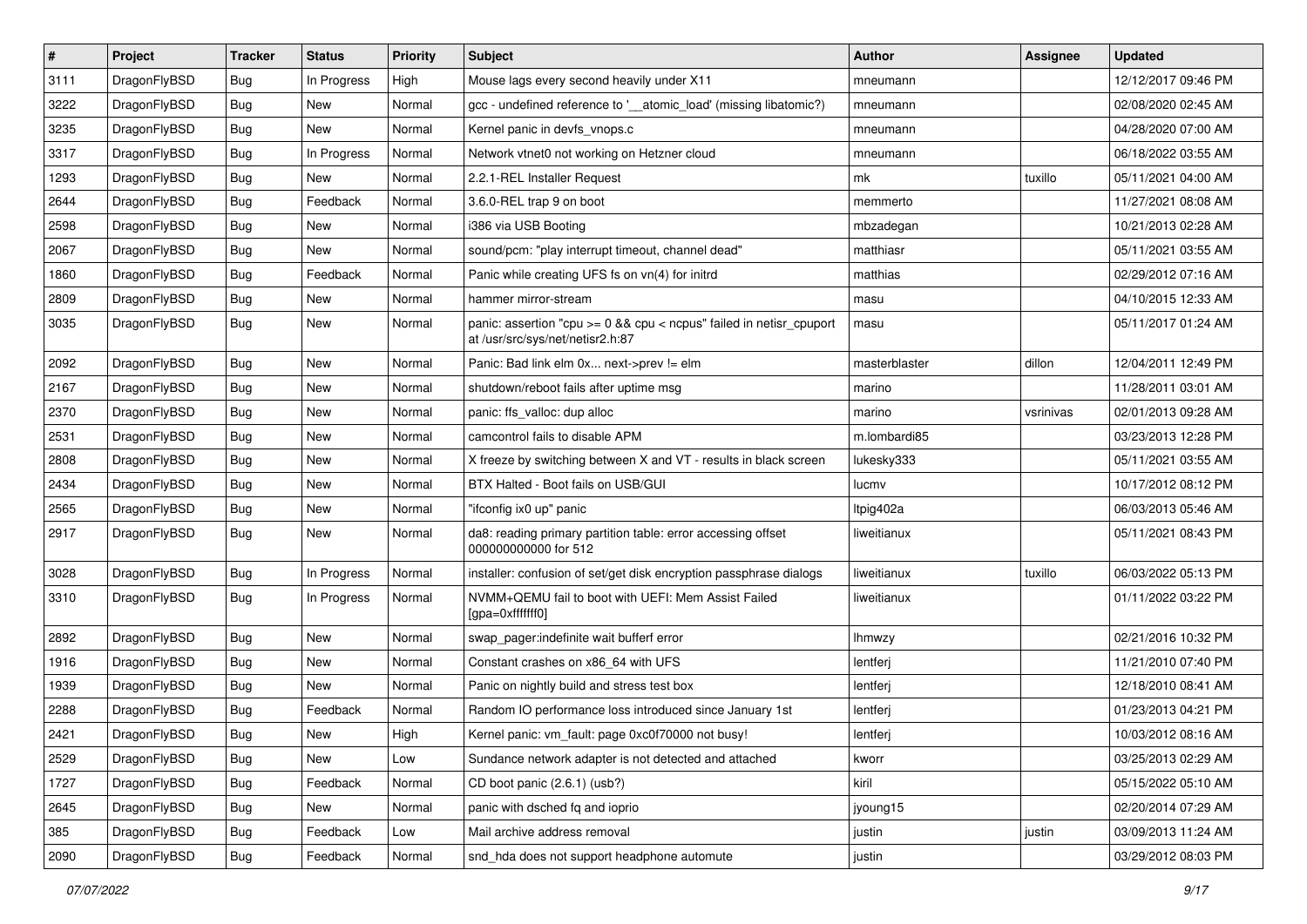| # | Project | Tracker | Status | Priority | Subject | Author | Assignee | Updated |
|---|---|---|---|---|---|---|---|---|
| 3111 | DragonFlyBSD | Bug | In Progress | High | Mouse lags every second heavily under X11 | mneumann | | 12/12/2017 09:46 PM |
| 3222 | DragonFlyBSD | Bug | New | Normal | gcc - undefined reference to '__atomic_load' (missing libatomic?) | mneumann | | 02/08/2020 02:45 AM |
| 3235 | DragonFlyBSD | Bug | New | Normal | Kernel panic in devfs_vnops.c | mneumann | | 04/28/2020 07:00 AM |
| 3317 | DragonFlyBSD | Bug | In Progress | Normal | Network vtnet0 not working on Hetzner cloud | mneumann | | 06/18/2022 03:55 AM |
| 1293 | DragonFlyBSD | Bug | New | Normal | 2.2.1-REL Installer Request | mk | tuxillo | 05/11/2021 04:00 AM |
| 2644 | DragonFlyBSD | Bug | Feedback | Normal | 3.6.0-REL trap 9 on boot | memmerto | | 11/27/2021 08:08 AM |
| 2598 | DragonFlyBSD | Bug | New | Normal | i386 via USB Booting | mbzadegan | | 10/21/2013 02:28 AM |
| 2067 | DragonFlyBSD | Bug | New | Normal | sound/pcm: "play interrupt timeout, channel dead" | matthiasr | | 05/11/2021 03:55 AM |
| 1860 | DragonFlyBSD | Bug | Feedback | Normal | Panic while creating UFS fs on vn(4) for initrd | matthias | | 02/29/2012 07:16 AM |
| 2809 | DragonFlyBSD | Bug | New | Normal | hammer mirror-stream | masu | | 04/10/2015 12:33 AM |
| 3035 | DragonFlyBSD | Bug | New | Normal | panic: assertion "cpu >= 0 && cpu < ncpus" failed in netisr_cpuport at /usr/src/sys/net/netisr2.h:87 | masu | | 05/11/2017 01:24 AM |
| 2092 | DragonFlyBSD | Bug | New | Normal | Panic: Bad link elm 0x... next->prev != elm | masterblaster | dillon | 12/04/2011 12:49 PM |
| 2167 | DragonFlyBSD | Bug | New | Normal | shutdown/reboot fails after uptime msg | marino | | 11/28/2011 03:01 AM |
| 2370 | DragonFlyBSD | Bug | New | Normal | panic: ffs_valloc: dup alloc | marino | vsrinivas | 02/01/2013 09:28 AM |
| 2531 | DragonFlyBSD | Bug | New | Normal | camcontrol fails to disable APM | m.lombardi85 | | 03/23/2013 12:28 PM |
| 2808 | DragonFlyBSD | Bug | New | Normal | X freeze by switching between X and VT - results in black screen | lukesky333 | | 05/11/2021 03:55 AM |
| 2434 | DragonFlyBSD | Bug | New | Normal | BTX Halted - Boot fails on USB/GUI | lucmv | | 10/17/2012 08:12 PM |
| 2565 | DragonFlyBSD | Bug | New | Normal | "ifconfig ix0 up" panic | ltpig402a | | 06/03/2013 05:46 AM |
| 2917 | DragonFlyBSD | Bug | New | Normal | da8: reading primary partition table: error accessing offset 000000000000 for 512 | liweitianux | | 05/11/2021 08:43 PM |
| 3028 | DragonFlyBSD | Bug | In Progress | Normal | installer: confusion of set/get disk encryption passphrase dialogs | liweitianux | tuxillo | 06/03/2022 05:13 PM |
| 3310 | DragonFlyBSD | Bug | In Progress | Normal | NVMM+QEMU fail to boot with UEFI: Mem Assist Failed [gpa=0xfffffff0] | liweitianux | | 01/11/2022 03:22 PM |
| 2892 | DragonFlyBSD | Bug | New | Normal | swap_pager:indefinite wait bufferf error | lhmwzy | | 02/21/2016 10:32 PM |
| 1916 | DragonFlyBSD | Bug | New | Normal | Constant crashes on x86_64 with UFS | lentferj | | 11/21/2010 07:40 PM |
| 1939 | DragonFlyBSD | Bug | New | Normal | Panic on nightly build and stress test box | lentferj | | 12/18/2010 08:41 AM |
| 2288 | DragonFlyBSD | Bug | Feedback | Normal | Random IO performance loss introduced since January 1st | lentferj | | 01/23/2013 04:21 PM |
| 2421 | DragonFlyBSD | Bug | New | High | Kernel panic: vm_fault: page 0xc0f70000 not busy! | lentferj | | 10/03/2012 08:16 AM |
| 2529 | DragonFlyBSD | Bug | New | Low | Sundance network adapter is not detected and attached | kworr | | 03/25/2013 02:29 AM |
| 1727 | DragonFlyBSD | Bug | Feedback | Normal | CD boot panic (2.6.1) (usb?) | kiril | | 05/15/2022 05:10 AM |
| 2645 | DragonFlyBSD | Bug | New | Normal | panic with dsched fq and ioprio | jyoung15 | | 02/20/2014 07:29 AM |
| 385 | DragonFlyBSD | Bug | Feedback | Low | Mail archive address removal | justin | justin | 03/09/2013 11:24 AM |
| 2090 | DragonFlyBSD | Bug | Feedback | Normal | snd_hda does not support headphone automute | justin | | 03/29/2012 08:03 PM |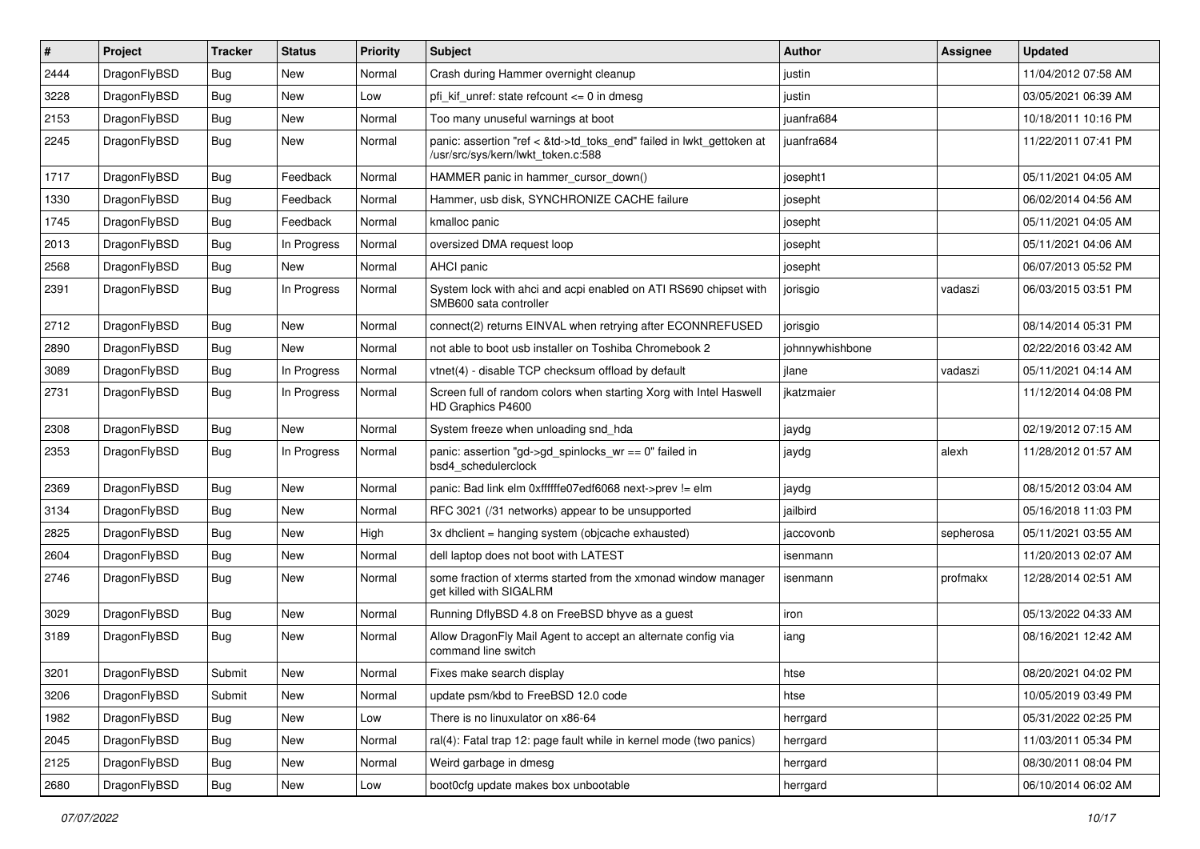| # | Project | Tracker | Status | Priority | Subject | Author | Assignee | Updated |
|---|---|---|---|---|---|---|---|---|
| 2444 | DragonFlyBSD | Bug | New | Normal | Crash during Hammer overnight cleanup | justin | | 11/04/2012 07:58 AM |
| 3228 | DragonFlyBSD | Bug | New | Low | pfi_kif_unref: state refcount <= 0 in dmesg | justin | | 03/05/2021 06:39 AM |
| 2153 | DragonFlyBSD | Bug | New | Normal | Too many unuseful warnings at boot | juanfra684 | | 10/18/2011 10:16 PM |
| 2245 | DragonFlyBSD | Bug | New | Normal | panic: assertion "ref < &td->td_toks_end" failed in lwkt_gettoken at /usr/src/sys/kern/lwkt_token.c:588 | juanfra684 | | 11/22/2011 07:41 PM |
| 1717 | DragonFlyBSD | Bug | Feedback | Normal | HAMMER panic in hammer_cursor_down() | josepht1 | | 05/11/2021 04:05 AM |
| 1330 | DragonFlyBSD | Bug | Feedback | Normal | Hammer, usb disk, SYNCHRONIZE CACHE failure | josepht | | 06/02/2014 04:56 AM |
| 1745 | DragonFlyBSD | Bug | Feedback | Normal | kmalloc panic | josepht | | 05/11/2021 04:05 AM |
| 2013 | DragonFlyBSD | Bug | In Progress | Normal | oversized DMA request loop | josepht | | 05/11/2021 04:06 AM |
| 2568 | DragonFlyBSD | Bug | New | Normal | AHCI panic | josepht | | 06/07/2013 05:52 PM |
| 2391 | DragonFlyBSD | Bug | In Progress | Normal | System lock with ahci and acpi enabled on ATI RS690 chipset with SMB600 sata controller | jorisgio | vadaszi | 06/03/2015 03:51 PM |
| 2712 | DragonFlyBSD | Bug | New | Normal | connect(2) returns EINVAL when retrying after ECONNREFUSED | jorisgio | | 08/14/2014 05:31 PM |
| 2890 | DragonFlyBSD | Bug | New | Normal | not able to boot usb installer on Toshiba Chromebook 2 | johnnywhishbone | | 02/22/2016 03:42 AM |
| 3089 | DragonFlyBSD | Bug | In Progress | Normal | vtnet(4) - disable TCP checksum offload by default | jlane | vadaszi | 05/11/2021 04:14 AM |
| 2731 | DragonFlyBSD | Bug | In Progress | Normal | Screen full of random colors when starting Xorg with Intel Haswell HD Graphics P4600 | jkatzmaier | | 11/12/2014 04:08 PM |
| 2308 | DragonFlyBSD | Bug | New | Normal | System freeze when unloading snd_hda | jaydg | | 02/19/2012 07:15 AM |
| 2353 | DragonFlyBSD | Bug | In Progress | Normal | panic: assertion "gd->gd_spinlocks_wr == 0" failed in bsd4_schedulerclock | jaydg | alexh | 11/28/2012 01:57 AM |
| 2369 | DragonFlyBSD | Bug | New | Normal | panic: Bad link elm 0xffffffe07edf6068 next->prev != elm | jaydg | | 08/15/2012 03:04 AM |
| 3134 | DragonFlyBSD | Bug | New | Normal | RFC 3021 (/31 networks) appear to be unsupported | jailbird | | 05/16/2018 11:03 PM |
| 2825 | DragonFlyBSD | Bug | New | High | 3x dhclient = hanging system (objcache exhausted) | jaccovonb | sepherosa | 05/11/2021 03:55 AM |
| 2604 | DragonFlyBSD | Bug | New | Normal | dell laptop does not boot with LATEST | isenmann | | 11/20/2013 02:07 AM |
| 2746 | DragonFlyBSD | Bug | New | Normal | some fraction of xterms started from the xmonad window manager get killed with SIGALRM | isenmann | profmakx | 12/28/2014 02:51 AM |
| 3029 | DragonFlyBSD | Bug | New | Normal | Running DflyBSD 4.8 on FreeBSD bhyve as a guest | iron | | 05/13/2022 04:33 AM |
| 3189 | DragonFlyBSD | Bug | New | Normal | Allow DragonFly Mail Agent to accept an alternate config via command line switch | iang | | 08/16/2021 12:42 AM |
| 3201 | DragonFlyBSD | Submit | New | Normal | Fixes make search display | htse | | 08/20/2021 04:02 PM |
| 3206 | DragonFlyBSD | Submit | New | Normal | update psm/kbd to FreeBSD 12.0 code | htse | | 10/05/2019 03:49 PM |
| 1982 | DragonFlyBSD | Bug | New | Low | There is no linuxulator on x86-64 | herrgard | | 05/31/2022 02:25 PM |
| 2045 | DragonFlyBSD | Bug | New | Normal | ral(4): Fatal trap 12: page fault while in kernel mode (two panics) | herrgard | | 11/03/2011 05:34 PM |
| 2125 | DragonFlyBSD | Bug | New | Normal | Weird garbage in dmesg | herrgard | | 08/30/2011 08:04 PM |
| 2680 | DragonFlyBSD | Bug | New | Low | boot0cfg update makes box unbootable | herrgard | | 06/10/2014 06:02 AM |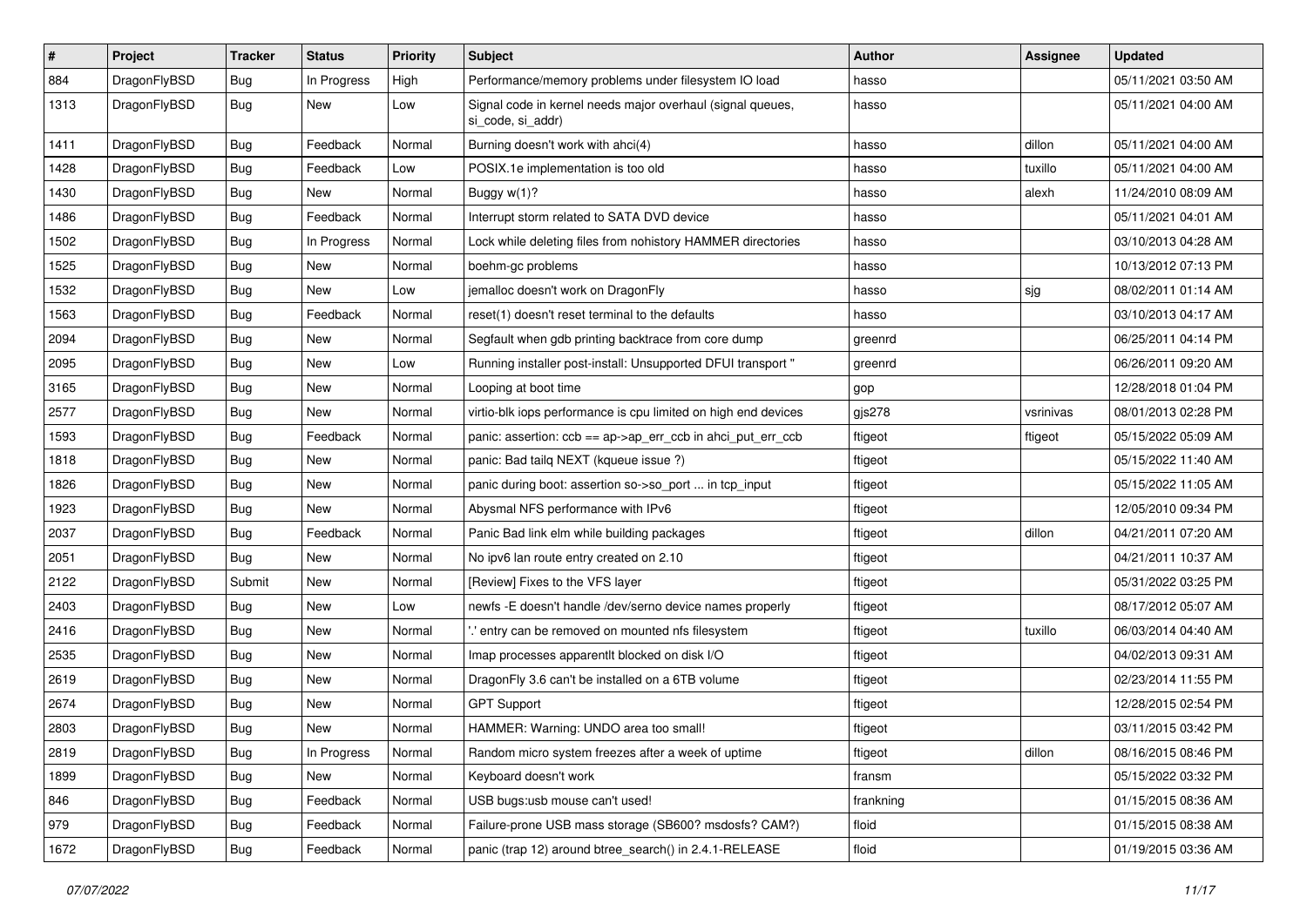| # | Project | Tracker | Status | Priority | Subject | Author | Assignee | Updated |
|---|---|---|---|---|---|---|---|---|
| 884 | DragonFlyBSD | Bug | In Progress | High | Performance/memory problems under filesystem IO load | hasso | | 05/11/2021 03:50 AM |
| 1313 | DragonFlyBSD | Bug | New | Low | Signal code in kernel needs major overhaul (signal queues, si_code, si_addr) | hasso | | 05/11/2021 04:00 AM |
| 1411 | DragonFlyBSD | Bug | Feedback | Normal | Burning doesn't work with ahci(4) | hasso | dillon | 05/11/2021 04:00 AM |
| 1428 | DragonFlyBSD | Bug | Feedback | Low | POSIX.1e implementation is too old | hasso | tuxillo | 05/11/2021 04:00 AM |
| 1430 | DragonFlyBSD | Bug | New | Normal | Buggy w(1)? | hasso | alexh | 11/24/2010 08:09 AM |
| 1486 | DragonFlyBSD | Bug | Feedback | Normal | Interrupt storm related to SATA DVD device | hasso | | 05/11/2021 04:01 AM |
| 1502 | DragonFlyBSD | Bug | In Progress | Normal | Lock while deleting files from nohistory HAMMER directories | hasso | | 03/10/2013 04:28 AM |
| 1525 | DragonFlyBSD | Bug | New | Normal | boehm-gc problems | hasso | | 10/13/2012 07:13 PM |
| 1532 | DragonFlyBSD | Bug | New | Low | jemalloc doesn't work on DragonFly | hasso | sjg | 08/02/2011 01:14 AM |
| 1563 | DragonFlyBSD | Bug | Feedback | Normal | reset(1) doesn't reset terminal to the defaults | hasso | | 03/10/2013 04:17 AM |
| 2094 | DragonFlyBSD | Bug | New | Normal | Segfault when gdb printing backtrace from core dump | greenrd | | 06/25/2011 04:14 PM |
| 2095 | DragonFlyBSD | Bug | New | Low | Running installer post-install: Unsupported DFUI transport " | greenrd | | 06/26/2011 09:20 AM |
| 3165 | DragonFlyBSD | Bug | New | Normal | Looping at boot time | gop | | 12/28/2018 01:04 PM |
| 2577 | DragonFlyBSD | Bug | New | Normal | virtio-blk iops performance is cpu limited on high end devices | gjs278 | vsrinivas | 08/01/2013 02:28 PM |
| 1593 | DragonFlyBSD | Bug | Feedback | Normal | panic: assertion: ccb == ap->ap_err_ccb in ahci_put_err_ccb | ftigeot | ftigeot | 05/15/2022 05:09 AM |
| 1818 | DragonFlyBSD | Bug | New | Normal | panic: Bad tailq NEXT (kqueue issue ?) | ftigeot | | 05/15/2022 11:40 AM |
| 1826 | DragonFlyBSD | Bug | New | Normal | panic during boot: assertion so->so_port ... in tcp_input | ftigeot | | 05/15/2022 11:05 AM |
| 1923 | DragonFlyBSD | Bug | New | Normal | Abysmal NFS performance with IPv6 | ftigeot | | 12/05/2010 09:34 PM |
| 2037 | DragonFlyBSD | Bug | Feedback | Normal | Panic Bad link elm while building packages | ftigeot | dillon | 04/21/2011 07:20 AM |
| 2051 | DragonFlyBSD | Bug | New | Normal | No ipv6 lan route entry created on 2.10 | ftigeot | | 04/21/2011 10:37 AM |
| 2122 | DragonFlyBSD | Submit | New | Normal | [Review] Fixes to the VFS layer | ftigeot | | 05/31/2022 03:25 PM |
| 2403 | DragonFlyBSD | Bug | New | Low | newfs -E doesn't handle /dev/serno device names properly | ftigeot | | 08/17/2012 05:07 AM |
| 2416 | DragonFlyBSD | Bug | New | Normal | '.' entry can be removed on mounted nfs filesystem | ftigeot | tuxillo | 06/03/2014 04:40 AM |
| 2535 | DragonFlyBSD | Bug | New | Normal | Imap processes apparentlt blocked on disk I/O | ftigeot | | 04/02/2013 09:31 AM |
| 2619 | DragonFlyBSD | Bug | New | Normal | DragonFly 3.6 can't be installed on a 6TB volume | ftigeot | | 02/23/2014 11:55 PM |
| 2674 | DragonFlyBSD | Bug | New | Normal | GPT Support | ftigeot | | 12/28/2015 02:54 PM |
| 2803 | DragonFlyBSD | Bug | New | Normal | HAMMER: Warning: UNDO area too small! | ftigeot | | 03/11/2015 03:42 PM |
| 2819 | DragonFlyBSD | Bug | In Progress | Normal | Random micro system freezes after a week of uptime | ftigeot | dillon | 08/16/2015 08:46 PM |
| 1899 | DragonFlyBSD | Bug | New | Normal | Keyboard doesn't work | fransm | | 05/15/2022 03:32 PM |
| 846 | DragonFlyBSD | Bug | Feedback | Normal | USB bugs:usb mouse can't used! | frankning | | 01/15/2015 08:36 AM |
| 979 | DragonFlyBSD | Bug | Feedback | Normal | Failure-prone USB mass storage (SB600? msdosfs? CAM?) | floid | | 01/15/2015 08:38 AM |
| 1672 | DragonFlyBSD | Bug | Feedback | Normal | panic (trap 12) around btree_search() in 2.4.1-RELEASE | floid | | 01/19/2015 03:36 AM |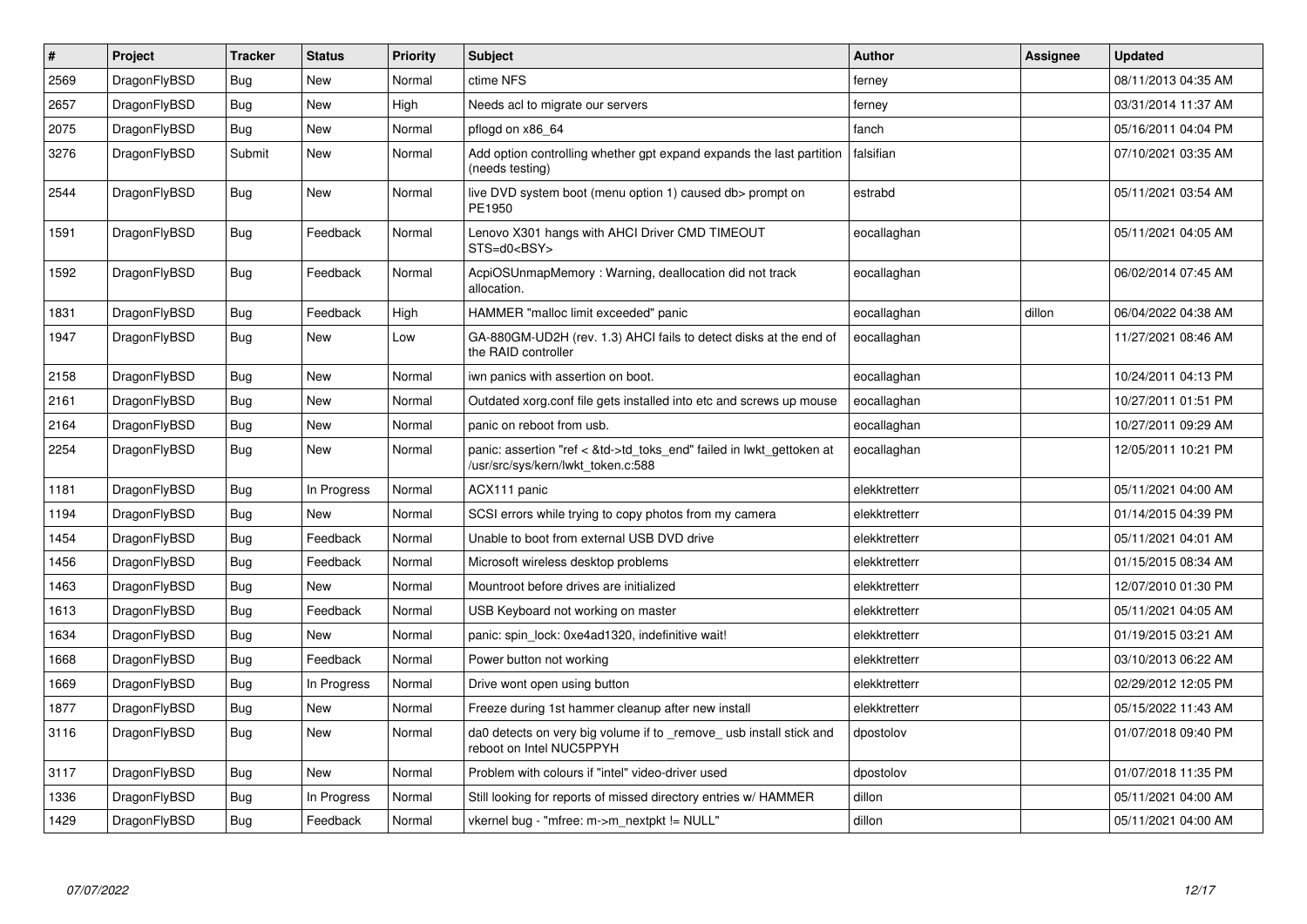| # | Project | Tracker | Status | Priority | Subject | Author | Assignee | Updated |
|---|---|---|---|---|---|---|---|---|
| 2569 | DragonFlyBSD | Bug | New | Normal | ctime NFS | ferney | | 08/11/2013 04:35 AM |
| 2657 | DragonFlyBSD | Bug | New | High | Needs acl to migrate our servers | ferney | | 03/31/2014 11:37 AM |
| 2075 | DragonFlyBSD | Bug | New | Normal | pflogd on x86_64 | fanch | | 05/16/2011 04:04 PM |
| 3276 | DragonFlyBSD | Submit | New | Normal | Add option controlling whether gpt expand expands the last partition (needs testing) | falsifian | | 07/10/2021 03:35 AM |
| 2544 | DragonFlyBSD | Bug | New | Normal | live DVD system boot (menu option 1) caused db> prompt on PE1950 | estrabd | | 05/11/2021 03:54 AM |
| 1591 | DragonFlyBSD | Bug | Feedback | Normal | Lenovo X301 hangs with AHCI Driver CMD TIMEOUT STS=d0<BSY> | eocallaghan | | 05/11/2021 04:05 AM |
| 1592 | DragonFlyBSD | Bug | Feedback | Normal | AcpiOSUnmapMemory : Warning, deallocation did not track allocation. | eocallaghan | | 06/02/2014 07:45 AM |
| 1831 | DragonFlyBSD | Bug | Feedback | High | HAMMER "malloc limit exceeded" panic | eocallaghan | dillon | 06/04/2022 04:38 AM |
| 1947 | DragonFlyBSD | Bug | New | Low | GA-880GM-UD2H (rev. 1.3) AHCI fails to detect disks at the end of the RAID controller | eocallaghan | | 11/27/2021 08:46 AM |
| 2158 | DragonFlyBSD | Bug | New | Normal | iwn panics with assertion on boot. | eocallaghan | | 10/24/2011 04:13 PM |
| 2161 | DragonFlyBSD | Bug | New | Normal | Outdated xorg.conf file gets installed into etc and screws up mouse | eocallaghan | | 10/27/2011 01:51 PM |
| 2164 | DragonFlyBSD | Bug | New | Normal | panic on reboot from usb. | eocallaghan | | 10/27/2011 09:29 AM |
| 2254 | DragonFlyBSD | Bug | New | Normal | panic: assertion "ref < &td->td_toks_end" failed in lwkt_gettoken at /usr/src/sys/kern/lwkt_token.c:588 | eocallaghan | | 12/05/2011 10:21 PM |
| 1181 | DragonFlyBSD | Bug | In Progress | Normal | ACX111 panic | elekktretterr | | 05/11/2021 04:00 AM |
| 1194 | DragonFlyBSD | Bug | New | Normal | SCSI errors while trying to copy photos from my camera | elekktretterr | | 01/14/2015 04:39 PM |
| 1454 | DragonFlyBSD | Bug | Feedback | Normal | Unable to boot from external USB DVD drive | elekktretterr | | 05/11/2021 04:01 AM |
| 1456 | DragonFlyBSD | Bug | Feedback | Normal | Microsoft wireless desktop problems | elekktretterr | | 01/15/2015 08:34 AM |
| 1463 | DragonFlyBSD | Bug | New | Normal | Mountroot before drives are initialized | elekktretterr | | 12/07/2010 01:30 PM |
| 1613 | DragonFlyBSD | Bug | Feedback | Normal | USB Keyboard not working on master | elekktretterr | | 05/11/2021 04:05 AM |
| 1634 | DragonFlyBSD | Bug | New | Normal | panic: spin_lock: 0xe4ad1320, indefinitive wait! | elekktretterr | | 01/19/2015 03:21 AM |
| 1668 | DragonFlyBSD | Bug | Feedback | Normal | Power button not working | elekktretterr | | 03/10/2013 06:22 AM |
| 1669 | DragonFlyBSD | Bug | In Progress | Normal | Drive wont open using button | elekktretterr | | 02/29/2012 12:05 PM |
| 1877 | DragonFlyBSD | Bug | New | Normal | Freeze during 1st hammer cleanup after new install | elekktretterr | | 05/15/2022 11:43 AM |
| 3116 | DragonFlyBSD | Bug | New | Normal | da0 detects on very big volume if to _remove_ usb install stick and reboot on Intel NUC5PPYH | dpostolov | | 01/07/2018 09:40 PM |
| 3117 | DragonFlyBSD | Bug | New | Normal | Problem with colours if "intel" video-driver used | dpostolov | | 01/07/2018 11:35 PM |
| 1336 | DragonFlyBSD | Bug | In Progress | Normal | Still looking for reports of missed directory entries w/ HAMMER | dillon | | 05/11/2021 04:00 AM |
| 1429 | DragonFlyBSD | Bug | Feedback | Normal | vkernel bug - "mfree: m->m_nextpkt != NULL" | dillon | | 05/11/2021 04:00 AM |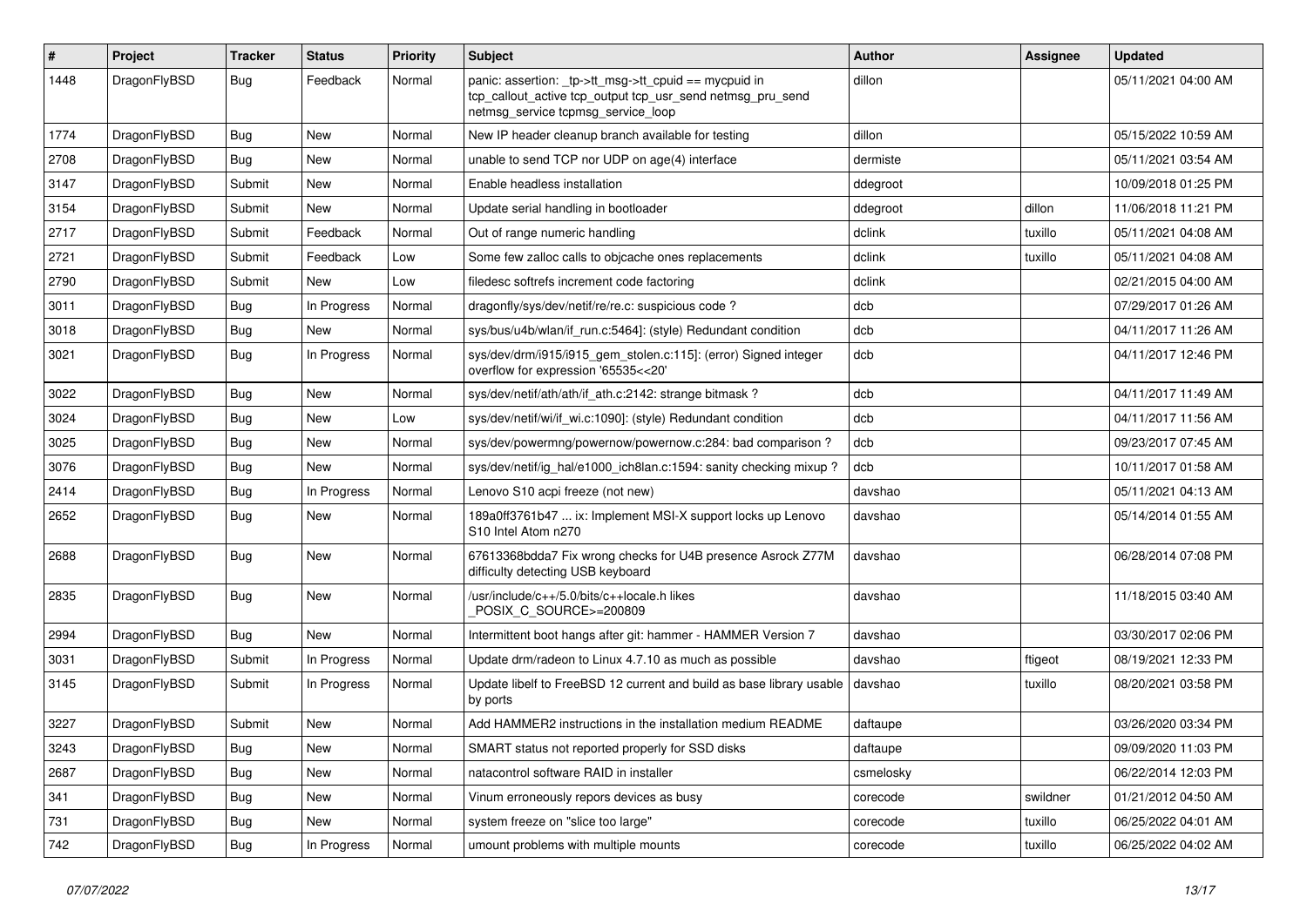| # | Project | Tracker | Status | Priority | Subject | Author | Assignee | Updated |
|---|---|---|---|---|---|---|---|---|
| 1448 | DragonFlyBSD | Bug | Feedback | Normal | panic: assertion: _tp->tt_msg->tt_cpuid == mycpuid in tcp_callout_active tcp_output tcp_usr_send netmsg_pru_send netmsg_service tcpmsg_service_loop | dillon | | 05/11/2021 04:00 AM |
| 1774 | DragonFlyBSD | Bug | New | Normal | New IP header cleanup branch available for testing | dillon | | 05/15/2022 10:59 AM |
| 2708 | DragonFlyBSD | Bug | New | Normal | unable to send TCP nor UDP on age(4) interface | dermiste | | 05/11/2021 03:54 AM |
| 3147 | DragonFlyBSD | Submit | New | Normal | Enable headless installation | ddegroot | | 10/09/2018 01:25 PM |
| 3154 | DragonFlyBSD | Submit | New | Normal | Update serial handling in bootloader | ddegroot | dillon | 11/06/2018 11:21 PM |
| 2717 | DragonFlyBSD | Submit | Feedback | Normal | Out of range numeric handling | dclink | tuxillo | 05/11/2021 04:08 AM |
| 2721 | DragonFlyBSD | Submit | Feedback | Low | Some few zalloc calls to objcache ones replacements | dclink | tuxillo | 05/11/2021 04:08 AM |
| 2790 | DragonFlyBSD | Submit | New | Low | filedesc softrefs increment code factoring | dclink | | 02/21/2015 04:00 AM |
| 3011 | DragonFlyBSD | Bug | In Progress | Normal | dragonfly/sys/dev/netif/re/re.c: suspicious code ? | dcb | | 07/29/2017 01:26 AM |
| 3018 | DragonFlyBSD | Bug | New | Normal | sys/bus/u4b/wlan/if_run.c:5464]: (style) Redundant condition | dcb | | 04/11/2017 11:26 AM |
| 3021 | DragonFlyBSD | Bug | In Progress | Normal | sys/dev/drm/i915/i915_gem_stolen.c:115]: (error) Signed integer overflow for expression '65535<<20' | dcb | | 04/11/2017 12:46 PM |
| 3022 | DragonFlyBSD | Bug | New | Normal | sys/dev/netif/ath/ath/if_ath.c:2142: strange bitmask ? | dcb | | 04/11/2017 11:49 AM |
| 3024 | DragonFlyBSD | Bug | New | Low | sys/dev/netif/wi/if_wi.c:1090]: (style) Redundant condition | dcb | | 04/11/2017 11:56 AM |
| 3025 | DragonFlyBSD | Bug | New | Normal | sys/dev/powermng/powernow/powernow.c:284: bad comparison ? | dcb | | 09/23/2017 07:45 AM |
| 3076 | DragonFlyBSD | Bug | New | Normal | sys/dev/netif/ig_hal/e1000_ich8lan.c:1594: sanity checking mixup ? | dcb | | 10/11/2017 01:58 AM |
| 2414 | DragonFlyBSD | Bug | In Progress | Normal | Lenovo S10 acpi freeze (not new) | davshao | | 05/11/2021 04:13 AM |
| 2652 | DragonFlyBSD | Bug | New | Normal | 189a0ff3761b47 ... ix: Implement MSI-X support locks up Lenovo S10 Intel Atom n270 | davshao | | 05/14/2014 01:55 AM |
| 2688 | DragonFlyBSD | Bug | New | Normal | 67613368bdda7 Fix wrong checks for U4B presence Asrock Z77M difficulty detecting USB keyboard | davshao | | 06/28/2014 07:08 PM |
| 2835 | DragonFlyBSD | Bug | New | Normal | /usr/include/c++/5.0/bits/c++locale.h likes _POSIX_C_SOURCE>=200809 | davshao | | 11/18/2015 03:40 AM |
| 2994 | DragonFlyBSD | Bug | New | Normal | Intermittent boot hangs after git: hammer - HAMMER Version 7 | davshao | | 03/30/2017 02:06 PM |
| 3031 | DragonFlyBSD | Submit | In Progress | Normal | Update drm/radeon to Linux 4.7.10 as much as possible | davshao | ftigeot | 08/19/2021 12:33 PM |
| 3145 | DragonFlyBSD | Submit | In Progress | Normal | Update libelf to FreeBSD 12 current and build as base library usable by ports | davshao | tuxillo | 08/20/2021 03:58 PM |
| 3227 | DragonFlyBSD | Submit | New | Normal | Add HAMMER2 instructions in the installation medium README | daftaupe | | 03/26/2020 03:34 PM |
| 3243 | DragonFlyBSD | Bug | New | Normal | SMART status not reported properly for SSD disks | daftaupe | | 09/09/2020 11:03 PM |
| 2687 | DragonFlyBSD | Bug | New | Normal | natacontrol software RAID in installer | csmelosky | | 06/22/2014 12:03 PM |
| 341 | DragonFlyBSD | Bug | New | Normal | Vinum erroneously repors devices as busy | corecode | swildner | 01/21/2012 04:50 AM |
| 731 | DragonFlyBSD | Bug | New | Normal | system freeze on "slice too large" | corecode | tuxillo | 06/25/2022 04:01 AM |
| 742 | DragonFlyBSD | Bug | In Progress | Normal | umount problems with multiple mounts | corecode | tuxillo | 06/25/2022 04:02 AM |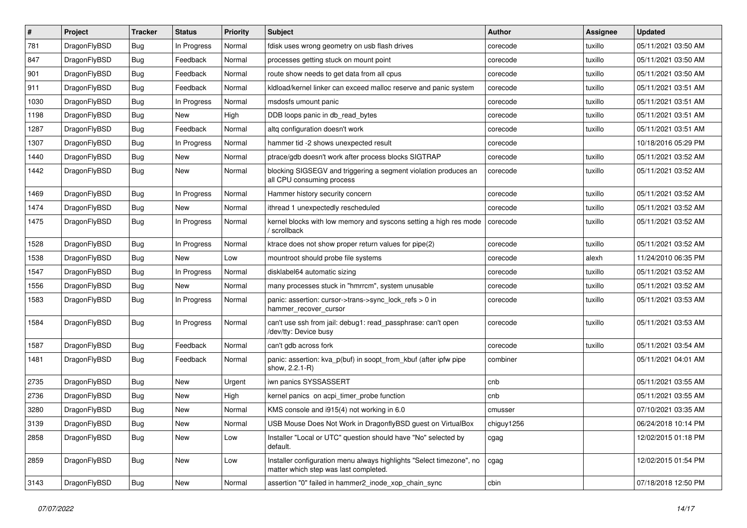| # | Project | Tracker | Status | Priority | Subject | Author | Assignee | Updated |
|---|---|---|---|---|---|---|---|---|
| 781 | DragonFlyBSD | Bug | In Progress | Normal | fdisk uses wrong geometry on usb flash drives | corecode | tuxillo | 05/11/2021 03:50 AM |
| 847 | DragonFlyBSD | Bug | Feedback | Normal | processes getting stuck on mount point | corecode | tuxillo | 05/11/2021 03:50 AM |
| 901 | DragonFlyBSD | Bug | Feedback | Normal | route show needs to get data from all cpus | corecode | tuxillo | 05/11/2021 03:50 AM |
| 911 | DragonFlyBSD | Bug | Feedback | Normal | kldload/kernel linker can exceed malloc reserve and panic system | corecode | tuxillo | 05/11/2021 03:51 AM |
| 1030 | DragonFlyBSD | Bug | In Progress | Normal | msdosfs umount panic | corecode | tuxillo | 05/11/2021 03:51 AM |
| 1198 | DragonFlyBSD | Bug | New | High | DDB loops panic in db_read_bytes | corecode | tuxillo | 05/11/2021 03:51 AM |
| 1287 | DragonFlyBSD | Bug | Feedback | Normal | altq configuration doesn't work | corecode | tuxillo | 05/11/2021 03:51 AM |
| 1307 | DragonFlyBSD | Bug | In Progress | Normal | hammer tid -2 shows unexpected result | corecode | | 10/18/2016 05:29 PM |
| 1440 | DragonFlyBSD | Bug | New | Normal | ptrace/gdb doesn't work after process blocks SIGTRAP | corecode | tuxillo | 05/11/2021 03:52 AM |
| 1442 | DragonFlyBSD | Bug | New | Normal | blocking SIGSEGV and triggering a segment violation produces an all CPU consuming process | corecode | tuxillo | 05/11/2021 03:52 AM |
| 1469 | DragonFlyBSD | Bug | In Progress | Normal | Hammer history security concern | corecode | tuxillo | 05/11/2021 03:52 AM |
| 1474 | DragonFlyBSD | Bug | New | Normal | ithread 1 unexpectedly rescheduled | corecode | tuxillo | 05/11/2021 03:52 AM |
| 1475 | DragonFlyBSD | Bug | In Progress | Normal | kernel blocks with low memory and syscons setting a high res mode / scrollback | corecode | tuxillo | 05/11/2021 03:52 AM |
| 1528 | DragonFlyBSD | Bug | In Progress | Normal | ktrace does not show proper return values for pipe(2) | corecode | tuxillo | 05/11/2021 03:52 AM |
| 1538 | DragonFlyBSD | Bug | New | Low | mountroot should probe file systems | corecode | alexh | 11/24/2010 06:35 PM |
| 1547 | DragonFlyBSD | Bug | In Progress | Normal | disklabel64 automatic sizing | corecode | tuxillo | 05/11/2021 03:52 AM |
| 1556 | DragonFlyBSD | Bug | New | Normal | many processes stuck in "hmrrcm", system unusable | corecode | tuxillo | 05/11/2021 03:52 AM |
| 1583 | DragonFlyBSD | Bug | In Progress | Normal | panic: assertion: cursor->trans->sync_lock_refs > 0 in hammer_recover_cursor | corecode | tuxillo | 05/11/2021 03:53 AM |
| 1584 | DragonFlyBSD | Bug | In Progress | Normal | can't use ssh from jail: debug1: read_passphrase: can't open /dev/tty: Device busy | corecode | tuxillo | 05/11/2021 03:53 AM |
| 1587 | DragonFlyBSD | Bug | Feedback | Normal | can't gdb across fork | corecode | tuxillo | 05/11/2021 03:54 AM |
| 1481 | DragonFlyBSD | Bug | Feedback | Normal | panic: assertion: kva_p(buf) in soopt_from_kbuf (after ipfw pipe show, 2.2.1-R) | combiner | | 05/11/2021 04:01 AM |
| 2735 | DragonFlyBSD | Bug | New | Urgent | iwn panics SYSSASSERT | cnb | | 05/11/2021 03:55 AM |
| 2736 | DragonFlyBSD | Bug | New | High | kernel panics on acpi_timer_probe function | cnb | | 05/11/2021 03:55 AM |
| 3280 | DragonFlyBSD | Bug | New | Normal | KMS console and i915(4) not working in 6.0 | cmusser | | 07/10/2021 03:35 AM |
| 3139 | DragonFlyBSD | Bug | New | Normal | USB Mouse Does Not Work in DragonflyBSD guest on VirtualBox | chiguy1256 | | 06/24/2018 10:14 PM |
| 2858 | DragonFlyBSD | Bug | New | Low | Installer "Local or UTC" question should have "No" selected by default. | cgag | | 12/02/2015 01:18 PM |
| 2859 | DragonFlyBSD | Bug | New | Low | Installer configuration menu always highlights "Select timezone", no matter which step was last completed. | cgag | | 12/02/2015 01:54 PM |
| 3143 | DragonFlyBSD | Bug | New | Normal | assertion "0" failed in hammer2_inode_xop_chain_sync | cbin | | 07/18/2018 12:50 PM |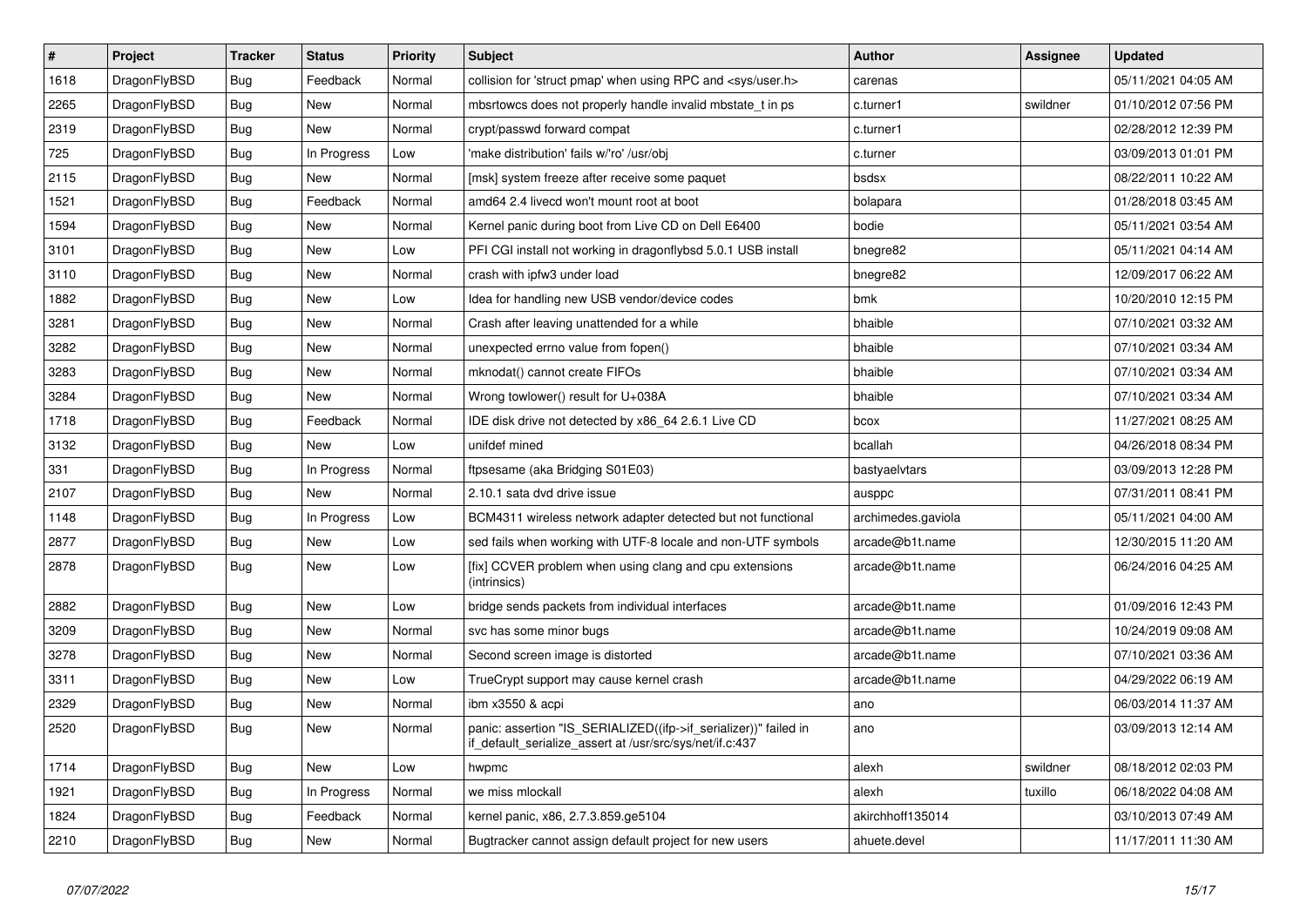| # | Project | Tracker | Status | Priority | Subject | Author | Assignee | Updated |
|---|---|---|---|---|---|---|---|---|
| 1618 | DragonFlyBSD | Bug | Feedback | Normal | collision for 'struct pmap' when using RPC and <sys/user.h> | carenas | | 05/11/2021 04:05 AM |
| 2265 | DragonFlyBSD | Bug | New | Normal | mbsrtowcs does not properly handle invalid mbstate_t in ps | c.turner1 | swildner | 01/10/2012 07:56 PM |
| 2319 | DragonFlyBSD | Bug | New | Normal | crypt/passwd forward compat | c.turner1 | | 02/28/2012 12:39 PM |
| 725 | DragonFlyBSD | Bug | In Progress | Low | 'make distribution' fails w/'ro' /usr/obj | c.turner | | 03/09/2013 01:01 PM |
| 2115 | DragonFlyBSD | Bug | New | Normal | [msk] system freeze after receive some paquet | bsdsx | | 08/22/2011 10:22 AM |
| 1521 | DragonFlyBSD | Bug | Feedback | Normal | amd64 2.4 livecd won't mount root at boot | bolapara | | 01/28/2018 03:45 AM |
| 1594 | DragonFlyBSD | Bug | New | Normal | Kernel panic during boot from Live CD on Dell E6400 | bodie | | 05/11/2021 03:54 AM |
| 3101 | DragonFlyBSD | Bug | New | Low | PFI CGI install not working in dragonflybsd 5.0.1 USB install | bnegre82 | | 05/11/2021 04:14 AM |
| 3110 | DragonFlyBSD | Bug | New | Normal | crash with ipfw3 under load | bnegre82 | | 12/09/2017 06:22 AM |
| 1882 | DragonFlyBSD | Bug | New | Low | Idea for handling new USB vendor/device codes | bmk | | 10/20/2010 12:15 PM |
| 3281 | DragonFlyBSD | Bug | New | Normal | Crash after leaving unattended for a while | bhaible | | 07/10/2021 03:32 AM |
| 3282 | DragonFlyBSD | Bug | New | Normal | unexpected errno value from fopen() | bhaible | | 07/10/2021 03:34 AM |
| 3283 | DragonFlyBSD | Bug | New | Normal | mknodat() cannot create FIFOs | bhaible | | 07/10/2021 03:34 AM |
| 3284 | DragonFlyBSD | Bug | New | Normal | Wrong towlower() result for U+038A | bhaible | | 07/10/2021 03:34 AM |
| 1718 | DragonFlyBSD | Bug | Feedback | Normal | IDE disk drive not detected by x86_64 2.6.1 Live CD | bcox | | 11/27/2021 08:25 AM |
| 3132 | DragonFlyBSD | Bug | New | Low | unifdef mined | bcallah | | 04/26/2018 08:34 PM |
| 331 | DragonFlyBSD | Bug | In Progress | Normal | ftpsesame (aka Bridging S01E03) | bastyaelvtars | | 03/09/2013 12:28 PM |
| 2107 | DragonFlyBSD | Bug | New | Normal | 2.10.1 sata dvd drive issue | ausppc | | 07/31/2011 08:41 PM |
| 1148 | DragonFlyBSD | Bug | In Progress | Low | BCM4311 wireless network adapter detected but not functional | archimedes.gaviola | | 05/11/2021 04:00 AM |
| 2877 | DragonFlyBSD | Bug | New | Low | sed fails when working with UTF-8 locale and non-UTF symbols | arcade@b1t.name | | 12/30/2015 11:20 AM |
| 2878 | DragonFlyBSD | Bug | New | Low | [fix] CCVER problem when using clang and cpu extensions (intrinsics) | arcade@b1t.name | | 06/24/2016 04:25 AM |
| 2882 | DragonFlyBSD | Bug | New | Low | bridge sends packets from individual interfaces | arcade@b1t.name | | 01/09/2016 12:43 PM |
| 3209 | DragonFlyBSD | Bug | New | Normal | svc has some minor bugs | arcade@b1t.name | | 10/24/2019 09:08 AM |
| 3278 | DragonFlyBSD | Bug | New | Normal | Second screen image is distorted | arcade@b1t.name | | 07/10/2021 03:36 AM |
| 3311 | DragonFlyBSD | Bug | New | Low | TrueCrypt support may cause kernel crash | arcade@b1t.name | | 04/29/2022 06:19 AM |
| 2329 | DragonFlyBSD | Bug | New | Normal | ibm x3550 & acpi | ano | | 06/03/2014 11:37 AM |
| 2520 | DragonFlyBSD | Bug | New | Normal | panic: assertion "IS_SERIALIZED((ifp->if_serializer))" failed in if_default_serialize_assert at /usr/src/sys/net/if.c:437 | ano | | 03/09/2013 12:14 AM |
| 1714 | DragonFlyBSD | Bug | New | Low | hwpmc | alexh | swildner | 08/18/2012 02:03 PM |
| 1921 | DragonFlyBSD | Bug | In Progress | Normal | we miss mlockall | alexh | tuxillo | 06/18/2022 04:08 AM |
| 1824 | DragonFlyBSD | Bug | Feedback | Normal | kernel panic, x86, 2.7.3.859.ge5104 | akirchhoff135014 | | 03/10/2013 07:49 AM |
| 2210 | DragonFlyBSD | Bug | New | Normal | Bugtracker cannot assign default project for new users | ahuete.devel | | 11/17/2011 11:30 AM |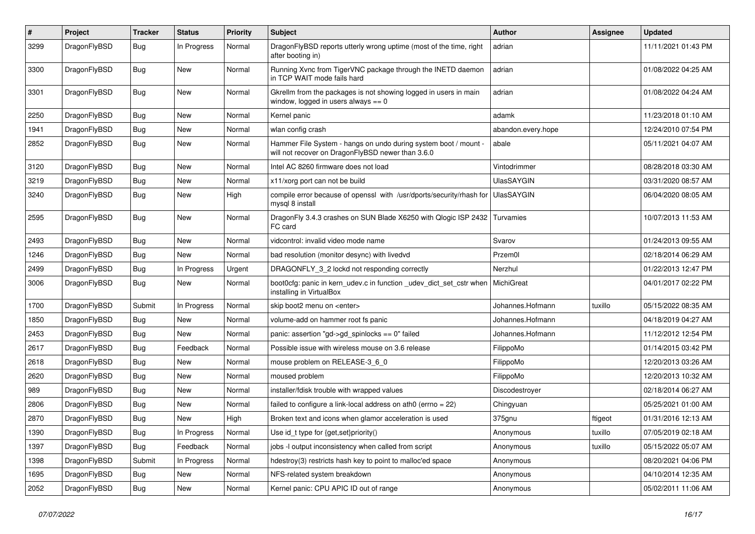| # | Project | Tracker | Status | Priority | Subject | Author | Assignee | Updated |
|---|---|---|---|---|---|---|---|---|
| 3299 | DragonFlyBSD | Bug | In Progress | Normal | DragonFlyBSD reports utterly wrong uptime (most of the time, right after booting in) | adrian | | 11/11/2021 01:43 PM |
| 3300 | DragonFlyBSD | Bug | New | Normal | Running Xvnc from TigerVNC package through the INETD daemon in TCP WAIT mode fails hard | adrian | | 01/08/2022 04:25 AM |
| 3301 | DragonFlyBSD | Bug | New | Normal | Gkrellm from the packages is not showing logged in users in main window, logged in users always == 0 | adrian | | 01/08/2022 04:24 AM |
| 2250 | DragonFlyBSD | Bug | New | Normal | Kernel panic | adamk | | 11/23/2018 01:10 AM |
| 1941 | DragonFlyBSD | Bug | New | Normal | wlan config crash | abandon.every.hope | | 12/24/2010 07:54 PM |
| 2852 | DragonFlyBSD | Bug | New | Normal | Hammer File System - hangs on undo during system boot / mount - will not recover on DragonFlyBSD newer than 3.6.0 | abale | | 05/11/2021 04:07 AM |
| 3120 | DragonFlyBSD | Bug | New | Normal | Intel AC 8260 firmware does not load | Vintodrimmer | | 08/28/2018 03:30 AM |
| 3219 | DragonFlyBSD | Bug | New | Normal | x11/xorg port can not be build | UlasSAYGIN | | 03/31/2020 08:57 AM |
| 3240 | DragonFlyBSD | Bug | New | High | compile error because of openssl with /usr/dports/security/rhash for mysql 8 install | UlasSAYGIN | | 06/04/2020 08:05 AM |
| 2595 | DragonFlyBSD | Bug | New | Normal | DragonFly 3.4.3 crashes on SUN Blade X6250 with Qlogic ISP 2432 FC card | Turvamies | | 10/07/2013 11:53 AM |
| 2493 | DragonFlyBSD | Bug | New | Normal | vidcontrol: invalid video mode name | Svarov | | 01/24/2013 09:55 AM |
| 1246 | DragonFlyBSD | Bug | New | Normal | bad resolution (monitor desync) with livedvd | Przem0l | | 02/18/2014 06:29 AM |
| 2499 | DragonFlyBSD | Bug | In Progress | Urgent | DRAGONFLY_3_2 lockd not responding correctly | Nerzhul | | 01/22/2013 12:47 PM |
| 3006 | DragonFlyBSD | Bug | New | Normal | boot0cfg: panic in kern_udev.c in function _udev_dict_set_cstr when installing in VirtualBox | MichiGreat | | 04/01/2017 02:22 PM |
| 1700 | DragonFlyBSD | Submit | In Progress | Normal | skip boot2 menu on <enter> | Johannes.Hofmann | tuxillo | 05/15/2022 08:35 AM |
| 1850 | DragonFlyBSD | Bug | New | Normal | volume-add on hammer root fs panic | Johannes.Hofmann | | 04/18/2019 04:27 AM |
| 2453 | DragonFlyBSD | Bug | New | Normal | panic: assertion "gd->gd_spinlocks == 0" failed | Johannes.Hofmann | | 11/12/2012 12:54 PM |
| 2617 | DragonFlyBSD | Bug | Feedback | Normal | Possible issue with wireless mouse on 3.6 release | FilippoMo | | 01/14/2015 03:42 PM |
| 2618 | DragonFlyBSD | Bug | New | Normal | mouse problem on RELEASE-3_6_0 | FilippoMo | | 12/20/2013 03:26 AM |
| 2620 | DragonFlyBSD | Bug | New | Normal | moused problem | FilippoMo | | 12/20/2013 10:32 AM |
| 989 | DragonFlyBSD | Bug | New | Normal | installer/fdisk trouble with wrapped values | Discodestroyer | | 02/18/2014 06:27 AM |
| 2806 | DragonFlyBSD | Bug | New | Normal | failed to configure a link-local address on ath0 (errno = 22) | Chingyuan | | 05/25/2021 01:00 AM |
| 2870 | DragonFlyBSD | Bug | New | High | Broken text and icons when glamor acceleration is used | 375gnu | ftigeot | 01/31/2016 12:13 AM |
| 1390 | DragonFlyBSD | Bug | In Progress | Normal | Use id_t type for {get,set}priority() | Anonymous | tuxillo | 07/05/2019 02:18 AM |
| 1397 | DragonFlyBSD | Bug | Feedback | Normal | jobs -l output inconsistency when called from script | Anonymous | tuxillo | 05/15/2022 05:07 AM |
| 1398 | DragonFlyBSD | Submit | In Progress | Normal | hdestroy(3) restricts hash key to point to malloc'ed space | Anonymous | | 08/20/2021 04:06 PM |
| 1695 | DragonFlyBSD | Bug | New | Normal | NFS-related system breakdown | Anonymous | | 04/10/2014 12:35 AM |
| 2052 | DragonFlyBSD | Bug | New | Normal | Kernel panic: CPU APIC ID out of range | Anonymous | | 05/02/2011 11:06 AM |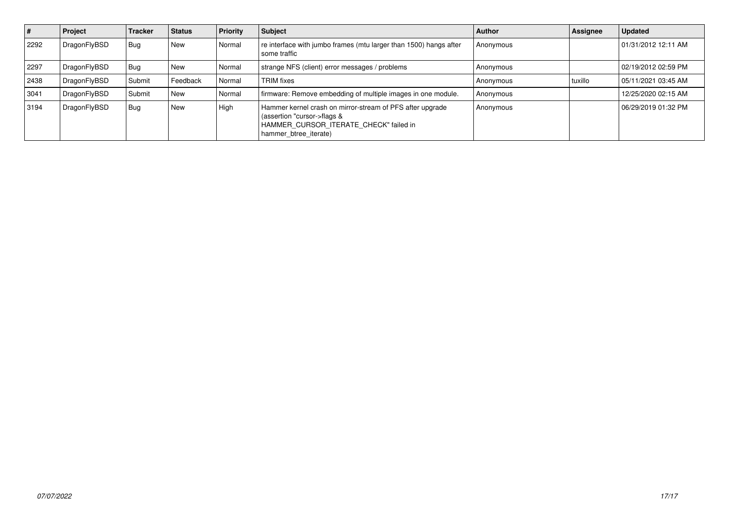| # | Project | Tracker | Status | Priority | Subject | Author | Assignee | Updated |
|---|---|---|---|---|---|---|---|---|
| 2292 | DragonFlyBSD | Bug | New | Normal | re interface with jumbo frames (mtu larger than 1500) hangs after some traffic | Anonymous | | 01/31/2012 12:11 AM |
| 2297 | DragonFlyBSD | Bug | New | Normal | strange NFS (client) error messages / problems | Anonymous | | 02/19/2012 02:59 PM |
| 2438 | DragonFlyBSD | Submit | Feedback | Normal | TRIM fixes | Anonymous | tuxillo | 05/11/2021 03:45 AM |
| 3041 | DragonFlyBSD | Submit | New | Normal | firmware: Remove embedding of multiple images in one module. | Anonymous | | 12/25/2020 02:15 AM |
| 3194 | DragonFlyBSD | Bug | New | High | Hammer kernel crash on mirror-stream of PFS after upgrade (assertion "cursor->flags & HAMMER_CURSOR_ITERATE_CHECK" failed in hammer_btree_iterate) | Anonymous | | 06/29/2019 01:32 PM |